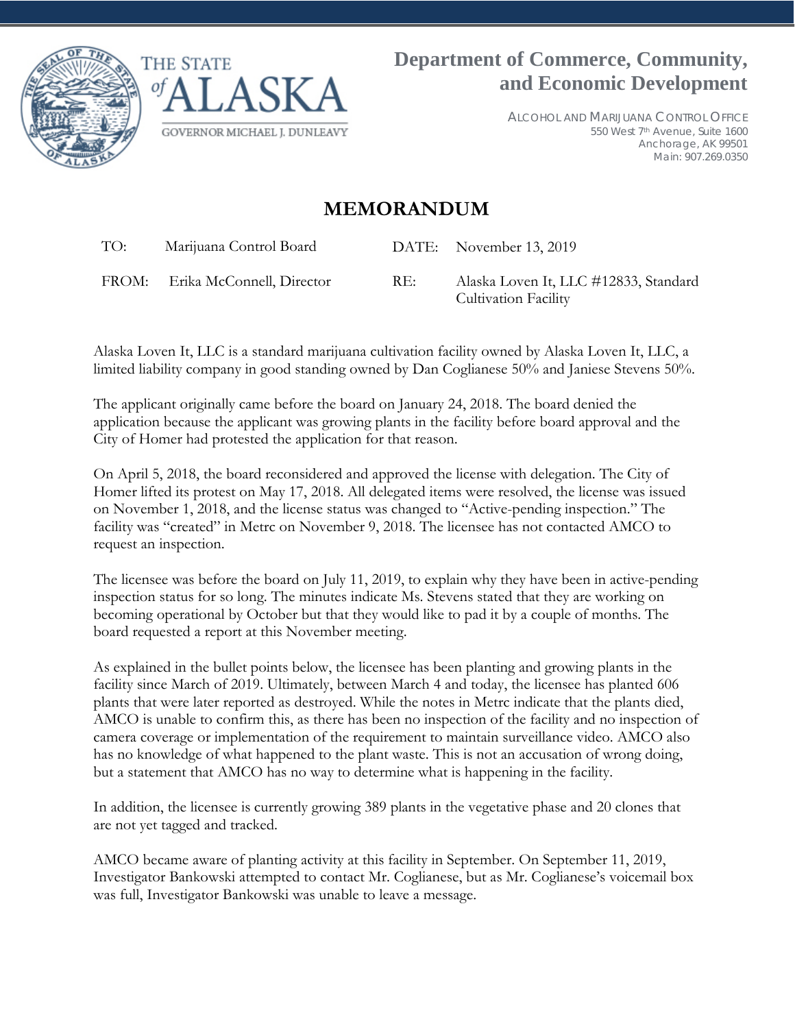THE STATE of ALASKA

GOVERNOR MICHAEL J. DUNLEAVY

**Department of Commerce, Community, and Economic Development**

ALCOHOL AND MARIJUANA CONTROL OFFICE
550 West 7th Avenue, Suite 1600
Anchorage, AK 99501
Main: 907.269.0350

# MEMORANDUM

| | | | |
|---|---|---|---|
| TO: | Marijuana Control Board | DATE: | November 13, 2019 |
| FROM: | Erika McConnell, Director | RE: | Alaska Loven It, LLC #12833, Standard Cultivation Facility |

Alaska Loven It, LLC is a standard marijuana cultivation facility owned by Alaska Loven It, LLC, a limited liability company in good standing owned by Dan Coglianese 50% and Janiese Stevens 50%.

The applicant originally came before the board on January 24, 2018. The board denied the application because the applicant was growing plants in the facility before board approval and the City of Homer had protested the application for that reason.

On April 5, 2018, the board reconsidered and approved the license with delegation. The City of Homer lifted its protest on May 17, 2018. All delegated items were resolved, the license was issued on November 1, 2018, and the license status was changed to "Active-pending inspection." The facility was "created" in Metrc on November 9, 2018. The licensee has not contacted AMCO to request an inspection.

The licensee was before the board on July 11, 2019, to explain why they have been in active-pending inspection status for so long. The minutes indicate Ms. Stevens stated that they are working on becoming operational by October but that they would like to pad it by a couple of months. The board requested a report at this November meeting.

As explained in the bullet points below, the licensee has been planting and growing plants in the facility since March of 2019. Ultimately, between March 4 and today, the licensee has planted 606 plants that were later reported as destroyed. While the notes in Metrc indicate that the plants died, AMCO is unable to confirm this, as there has been no inspection of the facility and no inspection of camera coverage or implementation of the requirement to maintain surveillance video. AMCO also has no knowledge of what happened to the plant waste. This is not an accusation of wrong doing, but a statement that AMCO has no way to determine what is happening in the facility.

In addition, the licensee is currently growing 389 plants in the vegetative phase and 20 clones that are not yet tagged and tracked.

AMCO became aware of planting activity at this facility in September. On September 11, 2019, Investigator Bankowski attempted to contact Mr. Coglianese, but as Mr. Coglianese's voicemail box was full, Investigator Bankowski was unable to leave a message.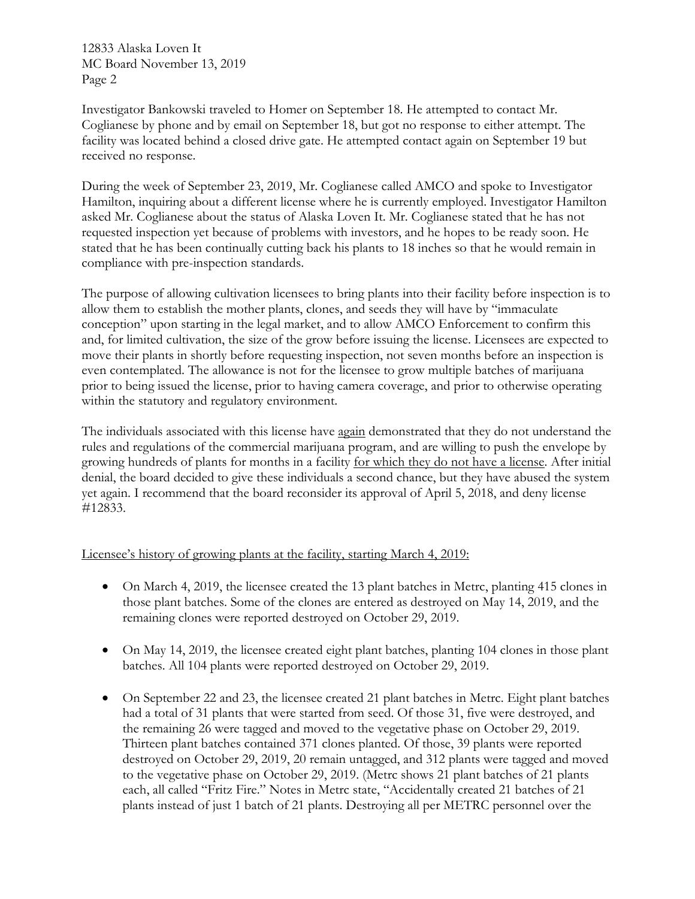Investigator Bankowski traveled to Homer on September 18. He attempted to contact Mr. Coglianese by phone and by email on September 18, but got no response to either attempt. The facility was located behind a closed drive gate. He attempted contact again on September 19 but received no response.

During the week of September 23, 2019, Mr. Coglianese called AMCO and spoke to Investigator Hamilton, inquiring about a different license where he is currently employed. Investigator Hamilton asked Mr. Coglianese about the status of Alaska Loven It. Mr. Coglianese stated that he has not requested inspection yet because of problems with investors, and he hopes to be ready soon. He stated that he has been continually cutting back his plants to 18 inches so that he would remain in compliance with pre-inspection standards.

The purpose of allowing cultivation licensees to bring plants into their facility before inspection is to allow them to establish the mother plants, clones, and seeds they will have by "immaculate conception" upon starting in the legal market, and to allow AMCO Enforcement to confirm this and, for limited cultivation, the size of the grow before issuing the license. Licensees are expected to move their plants in shortly before requesting inspection, not seven months before an inspection is even contemplated. The allowance is not for the licensee to grow multiple batches of marijuana prior to being issued the license, prior to having camera coverage, and prior to otherwise operating within the statutory and regulatory environment.

The individuals associated with this license have <u>again</u> demonstrated that they do not understand the rules and regulations of the commercial marijuana program, and are willing to push the envelope by growing hundreds of plants for months in a facility <u>for which they do not have a license</u>. After initial denial, the board decided to give these individuals a second chance, but they have abused the system yet again. I recommend that the board reconsider its approval of April 5, 2018, and deny license #12833.

<u>Licensee's history of growing plants at the facility, starting March 4, 2019:</u>

- On March 4, 2019, the licensee created the 13 plant batches in Metrc, planting 415 clones in those plant batches. Some of the clones are entered as destroyed on May 14, 2019, and the remaining clones were reported destroyed on October 29, 2019.

- On May 14, 2019, the licensee created eight plant batches, planting 104 clones in those plant batches. All 104 plants were reported destroyed on October 29, 2019.

- On September 22 and 23, the licensee created 21 plant batches in Metrc. Eight plant batches had a total of 31 plants that were started from seed. Of those 31, five were destroyed, and the remaining 26 were tagged and moved to the vegetative phase on October 29, 2019. Thirteen plant batches contained 371 clones planted. Of those, 39 plants were reported destroyed on October 29, 2019, 20 remain untagged, and 312 plants were tagged and moved to the vegetative phase on October 29, 2019. (Metrc shows 21 plant batches of 21 plants each, all called "Fritz Fire." Notes in Metrc state, "Accidentally created 21 batches of 21 plants instead of just 1 batch of 21 plants. Destroying all per METRC personnel over the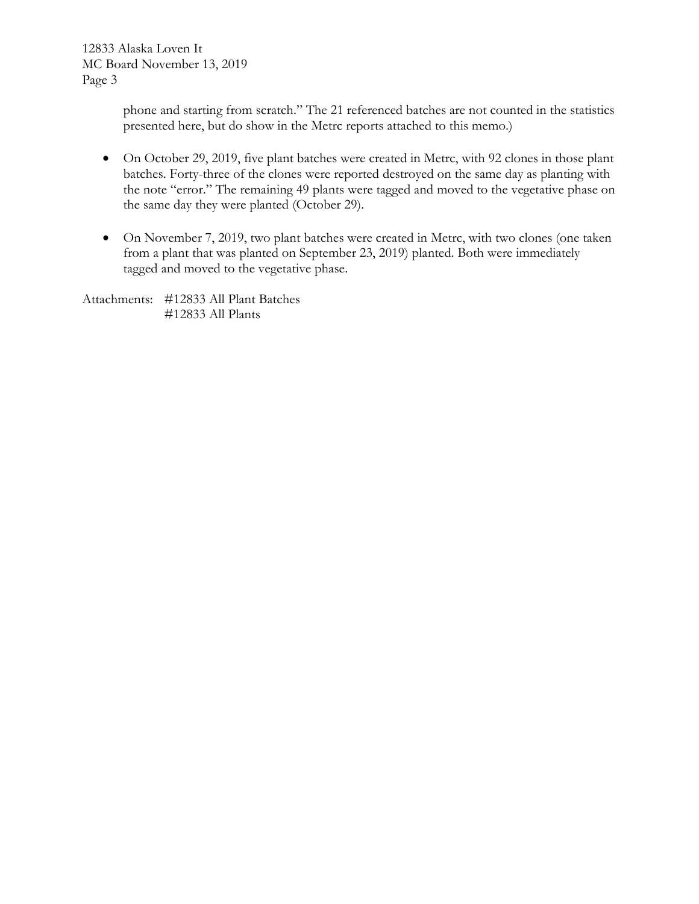phone and starting from scratch." The 21 referenced batches are not counted in the statistics presented here, but do show in the Metrc reports attached to this memo.)

- On October 29, 2019, five plant batches were created in Metrc, with 92 clones in those plant batches. Forty-three of the clones were reported destroyed on the same day as planting with the note "error." The remaining 49 plants were tagged and moved to the vegetative phase on the same day they were planted (October 29).
- On November 7, 2019, two plant batches were created in Metrc, with two clones (one taken from a plant that was planted on September 23, 2019) planted. Both were immediately tagged and moved to the vegetative phase.

Attachments: #12833 All Plant Batches
#12833 All Plants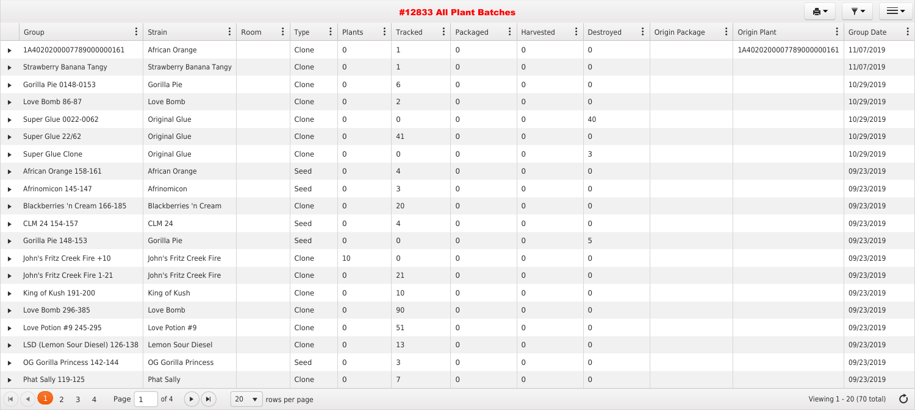# #12833 All Plant Batches

| Group | Strain | Room | Type | Plants | Tracked | Packaged | Harvested | Destroyed | Origin Package | Origin Plant | Group Date |
|---|---|---|---|---|---|---|---|---|---|---|---|
| 1A4020200007789000000161 | African Orange | | Clone | 0 | 1 | 0 | 0 | 0 | | 1A4020200007789000000161 | 11/07/2019 |
| Strawberry Banana Tangy | Strawberry Banana Tangy | | Clone | 0 | 1 | 0 | 0 | 0 | | | 11/07/2019 |
| Gorilla Pie 0148-0153 | Gorilla Pie | | Clone | 0 | 6 | 0 | 0 | 0 | | | 10/29/2019 |
| Love Bomb 86-87 | Love Bomb | | Clone | 0 | 2 | 0 | 0 | 0 | | | 10/29/2019 |
| Super Glue 0022-0062 | Original Glue | | Clone | 0 | 0 | 0 | 0 | 40 | | | 10/29/2019 |
| Super Glue 22/62 | Original Glue | | Clone | 0 | 41 | 0 | 0 | 0 | | | 10/29/2019 |
| Super Glue Clone | Original Glue | | Clone | 0 | 0 | 0 | 0 | 3 | | | 10/29/2019 |
| African Orange 158-161 | African Orange | | Seed | 0 | 4 | 0 | 0 | 0 | | | 09/23/2019 |
| Afrinomicon 145-147 | Afrinomicon | | Seed | 0 | 3 | 0 | 0 | 0 | | | 09/23/2019 |
| Blackberries 'n Cream 166-185 | Blackberries 'n Cream | | Clone | 0 | 20 | 0 | 0 | 0 | | | 09/23/2019 |
| CLM 24 154-157 | CLM 24 | | Seed | 0 | 4 | 0 | 0 | 0 | | | 09/23/2019 |
| Gorilla Pie 148-153 | Gorilla Pie | | Seed | 0 | 0 | 0 | 0 | 5 | | | 09/23/2019 |
| John's Fritz Creek Fire +10 | John's Fritz Creek Fire | | Clone | 10 | 0 | 0 | 0 | 0 | | | 09/23/2019 |
| John's Fritz Creek Fire 1-21 | John's Fritz Creek Fire | | Clone | 0 | 21 | 0 | 0 | 0 | | | 09/23/2019 |
| King of Kush 191-200 | King of Kush | | Clone | 0 | 10 | 0 | 0 | 0 | | | 09/23/2019 |
| Love Bomb 296-385 | Love Bomb | | Clone | 0 | 90 | 0 | 0 | 0 | | | 09/23/2019 |
| Love Potion #9 245-295 | Love Potion #9 | | Clone | 0 | 51 | 0 | 0 | 0 | | | 09/23/2019 |
| LSD (Lemon Sour Diesel) 126-138 | Lemon Sour Diesel | | Clone | 0 | 13 | 0 | 0 | 0 | | | 09/23/2019 |
| OG Gorilla Princess 142-144 | OG Gorilla Princess | | Seed | 0 | 3 | 0 | 0 | 0 | | | 09/23/2019 |
| Phat Sally 119-125 | Phat Sally | | Clone | 0 | 7 | 0 | 0 | 0 | | | 09/23/2019 |

Page 1 of 4 — 20 rows per page — Viewing 1 - 20 (70 total)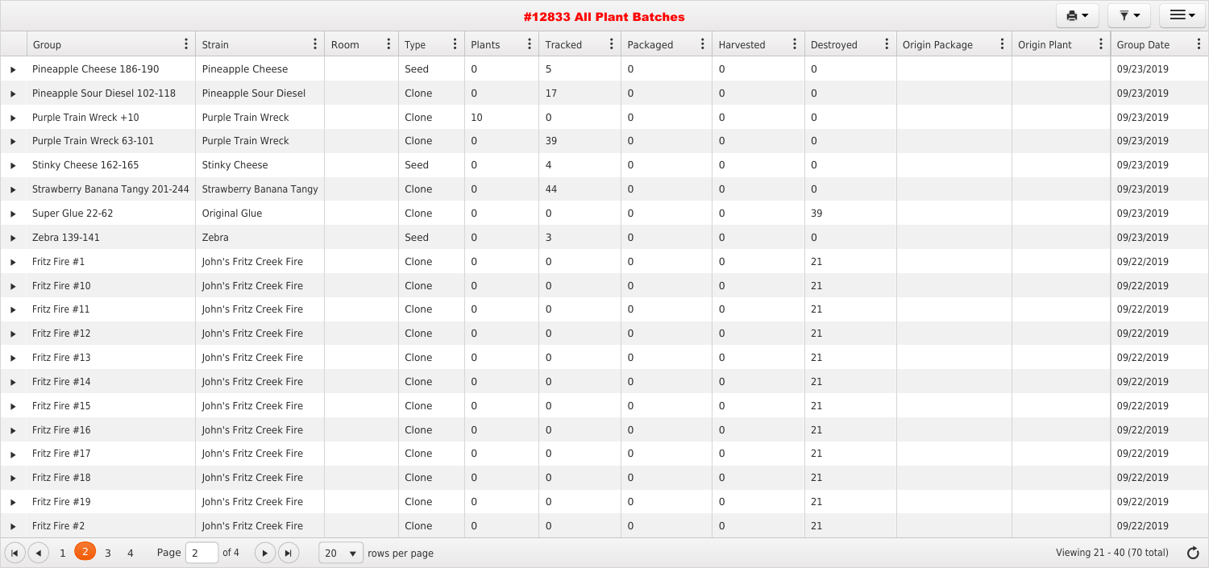# #12833 All Plant Batches

| Group | Strain | Room | Type | Plants | Tracked | Packaged | Harvested | Destroyed | Origin Package | Origin Plant | Group Date |
|---|---|---|---|---|---|---|---|---|---|---|---|
| Pineapple Cheese 186-190 | Pineapple Cheese | | Seed | 0 | 5 | 0 | 0 | 0 | | | 09/23/2019 |
| Pineapple Sour Diesel 102-118 | Pineapple Sour Diesel | | Clone | 0 | 17 | 0 | 0 | 0 | | | 09/23/2019 |
| Purple Train Wreck +10 | Purple Train Wreck | | Clone | 10 | 0 | 0 | 0 | 0 | | | 09/23/2019 |
| Purple Train Wreck 63-101 | Purple Train Wreck | | Clone | 0 | 39 | 0 | 0 | 0 | | | 09/23/2019 |
| Stinky Cheese 162-165 | Stinky Cheese | | Seed | 0 | 4 | 0 | 0 | 0 | | | 09/23/2019 |
| Strawberry Banana Tangy 201-244 | Strawberry Banana Tangy | | Clone | 0 | 44 | 0 | 0 | 0 | | | 09/23/2019 |
| Super Glue 22-62 | Original Glue | | Clone | 0 | 0 | 0 | 0 | 39 | | | 09/23/2019 |
| Zebra 139-141 | Zebra | | Seed | 0 | 3 | 0 | 0 | 0 | | | 09/23/2019 |
| Fritz Fire #1 | John's Fritz Creek Fire | | Clone | 0 | 0 | 0 | 0 | 21 | | | 09/22/2019 |
| Fritz Fire #10 | John's Fritz Creek Fire | | Clone | 0 | 0 | 0 | 0 | 21 | | | 09/22/2019 |
| Fritz Fire #11 | John's Fritz Creek Fire | | Clone | 0 | 0 | 0 | 0 | 21 | | | 09/22/2019 |
| Fritz Fire #12 | John's Fritz Creek Fire | | Clone | 0 | 0 | 0 | 0 | 21 | | | 09/22/2019 |
| Fritz Fire #13 | John's Fritz Creek Fire | | Clone | 0 | 0 | 0 | 0 | 21 | | | 09/22/2019 |
| Fritz Fire #14 | John's Fritz Creek Fire | | Clone | 0 | 0 | 0 | 0 | 21 | | | 09/22/2019 |
| Fritz Fire #15 | John's Fritz Creek Fire | | Clone | 0 | 0 | 0 | 0 | 21 | | | 09/22/2019 |
| Fritz Fire #16 | John's Fritz Creek Fire | | Clone | 0 | 0 | 0 | 0 | 21 | | | 09/22/2019 |
| Fritz Fire #17 | John's Fritz Creek Fire | | Clone | 0 | 0 | 0 | 0 | 21 | | | 09/22/2019 |
| Fritz Fire #18 | John's Fritz Creek Fire | | Clone | 0 | 0 | 0 | 0 | 21 | | | 09/22/2019 |
| Fritz Fire #19 | John's Fritz Creek Fire | | Clone | 0 | 0 | 0 | 0 | 21 | | | 09/22/2019 |
| Fritz Fire #2 | John's Fritz Creek Fire | | Clone | 0 | 0 | 0 | 0 | 21 | | | 09/22/2019 |

1 2 3 4 Page 2 of 4 20 rows per page

Viewing 21 - 40 (70 total)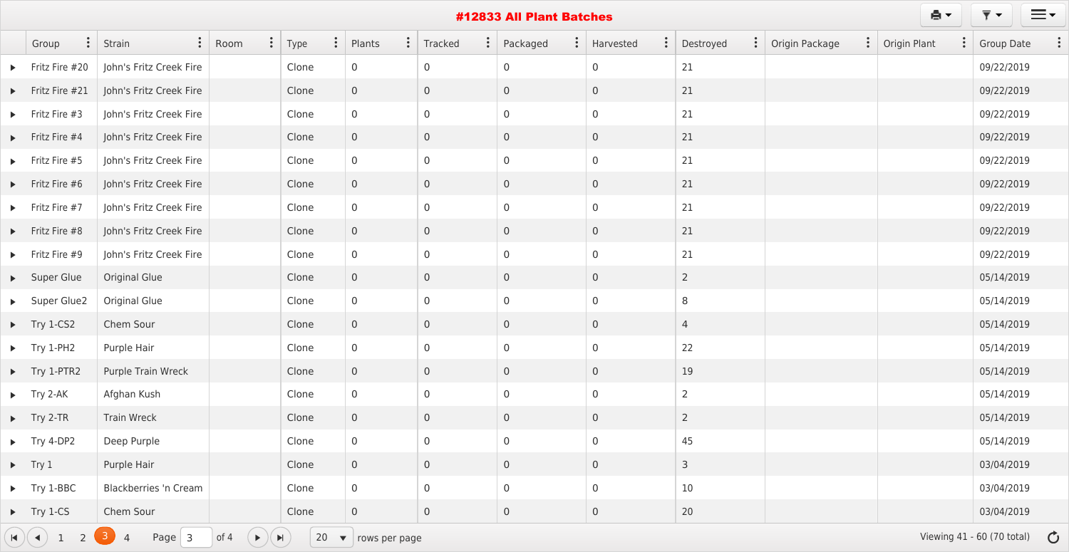# #12833 All Plant Batches

| Group | Strain | Room | Type | Plants | Tracked | Packaged | Harvested | Destroyed | Origin Package | Origin Plant | Group Date |
|---|---|---|---|---|---|---|---|---|---|---|---|
| Fritz Fire #20 | John's Fritz Creek Fire | | Clone | 0 | 0 | 0 | 0 | 21 | | | 09/22/2019 |
| Fritz Fire #21 | John's Fritz Creek Fire | | Clone | 0 | 0 | 0 | 0 | 21 | | | 09/22/2019 |
| Fritz Fire #3 | John's Fritz Creek Fire | | Clone | 0 | 0 | 0 | 0 | 21 | | | 09/22/2019 |
| Fritz Fire #4 | John's Fritz Creek Fire | | Clone | 0 | 0 | 0 | 0 | 21 | | | 09/22/2019 |
| Fritz Fire #5 | John's Fritz Creek Fire | | Clone | 0 | 0 | 0 | 0 | 21 | | | 09/22/2019 |
| Fritz Fire #6 | John's Fritz Creek Fire | | Clone | 0 | 0 | 0 | 0 | 21 | | | 09/22/2019 |
| Fritz Fire #7 | John's Fritz Creek Fire | | Clone | 0 | 0 | 0 | 0 | 21 | | | 09/22/2019 |
| Fritz Fire #8 | John's Fritz Creek Fire | | Clone | 0 | 0 | 0 | 0 | 21 | | | 09/22/2019 |
| Fritz Fire #9 | John's Fritz Creek Fire | | Clone | 0 | 0 | 0 | 0 | 21 | | | 09/22/2019 |
| Super Glue | Original Glue | | Clone | 0 | 0 | 0 | 0 | 2 | | | 05/14/2019 |
| Super Glue2 | Original Glue | | Clone | 0 | 0 | 0 | 0 | 8 | | | 05/14/2019 |
| Try 1-CS2 | Chem Sour | | Clone | 0 | 0 | 0 | 0 | 4 | | | 05/14/2019 |
| Try 1-PH2 | Purple Hair | | Clone | 0 | 0 | 0 | 0 | 22 | | | 05/14/2019 |
| Try 1-PTR2 | Purple Train Wreck | | Clone | 0 | 0 | 0 | 0 | 19 | | | 05/14/2019 |
| Try 2-AK | Afghan Kush | | Clone | 0 | 0 | 0 | 0 | 2 | | | 05/14/2019 |
| Try 2-TR | Train Wreck | | Clone | 0 | 0 | 0 | 0 | 2 | | | 05/14/2019 |
| Try 4-DP2 | Deep Purple | | Clone | 0 | 0 | 0 | 0 | 45 | | | 05/14/2019 |
| Try 1 | Purple Hair | | Clone | 0 | 0 | 0 | 0 | 3 | | | 03/04/2019 |
| Try 1-BBC | Blackberries 'n Cream | | Clone | 0 | 0 | 0 | 0 | 10 | | | 03/04/2019 |
| Try 1-CS | Chem Sour | | Clone | 0 | 0 | 0 | 0 | 20 | | | 03/04/2019 |

1 2 3 4 Page 3 of 4 — 20 rows per page — Viewing 41 - 60 (70 total)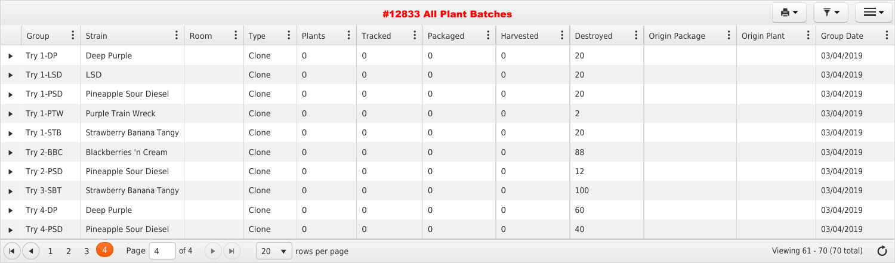# #12833 All Plant Batches

| Group | Strain | Room | Type | Plants | Tracked | Packaged | Harvested | Destroyed | Origin Package | Origin Plant | Group Date |
|---|---|---|---|---|---|---|---|---|---|---|---|
| Try 1-DP | Deep Purple | | Clone | 0 | 0 | 0 | 0 | 20 | | | 03/04/2019 |
| Try 1-LSD | LSD | | Clone | 0 | 0 | 0 | 0 | 20 | | | 03/04/2019 |
| Try 1-PSD | Pineapple Sour Diesel | | Clone | 0 | 0 | 0 | 0 | 20 | | | 03/04/2019 |
| Try 1-PTW | Purple Train Wreck | | Clone | 0 | 0 | 0 | 0 | 2 | | | 03/04/2019 |
| Try 1-STB | Strawberry Banana Tangy | | Clone | 0 | 0 | 0 | 0 | 20 | | | 03/04/2019 |
| Try 2-BBC | Blackberries 'n Cream | | Clone | 0 | 0 | 0 | 0 | 88 | | | 03/04/2019 |
| Try 2-PSD | Pineapple Sour Diesel | | Clone | 0 | 0 | 0 | 0 | 12 | | | 03/04/2019 |
| Try 3-SBT | Strawberry Banana Tangy | | Clone | 0 | 0 | 0 | 0 | 100 | | | 03/04/2019 |
| Try 4-DP | Deep Purple | | Clone | 0 | 0 | 0 | 0 | 60 | | | 03/04/2019 |
| Try 4-PSD | Pineapple Sour Diesel | | Clone | 0 | 0 | 0 | 0 | 40 | | | 03/04/2019 |

1 2 3 4 Page 4 of 4 20 rows per page Viewing 61 - 70 (70 total)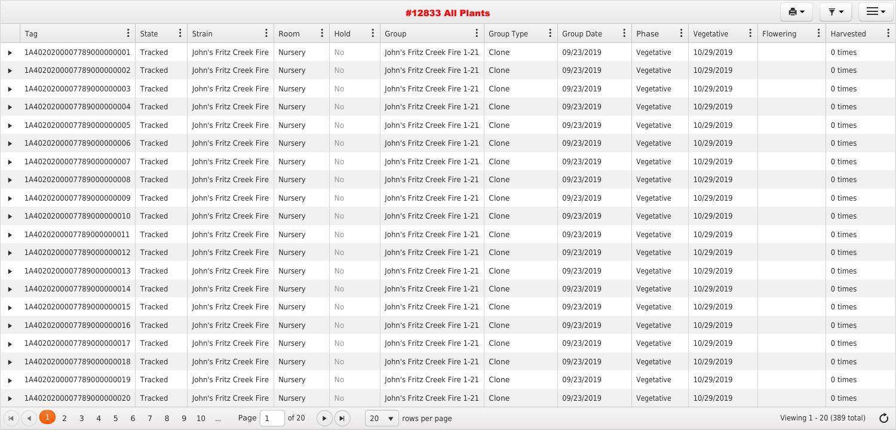# #12833 All Plants

| | Tag | State | Strain | Room | Hold | Group | Group Type | Group Date | Phase | Vegetative | Flowering | Harvested |
|---|---|---|---|---|---|---|---|---|---|---|---|---|
| ▸ | 1A4020200007789000000001 | Tracked | John's Fritz Creek Fire | Nursery | No | John's Fritz Creek Fire 1-21 | Clone | 09/23/2019 | Vegetative | 10/29/2019 | | 0 times |
| ▸ | 1A4020200007789000000002 | Tracked | John's Fritz Creek Fire | Nursery | No | John's Fritz Creek Fire 1-21 | Clone | 09/23/2019 | Vegetative | 10/29/2019 | | 0 times |
| ▸ | 1A4020200007789000000003 | Tracked | John's Fritz Creek Fire | Nursery | No | John's Fritz Creek Fire 1-21 | Clone | 09/23/2019 | Vegetative | 10/29/2019 | | 0 times |
| ▸ | 1A4020200007789000000004 | Tracked | John's Fritz Creek Fire | Nursery | No | John's Fritz Creek Fire 1-21 | Clone | 09/23/2019 | Vegetative | 10/29/2019 | | 0 times |
| ▸ | 1A4020200007789000000005 | Tracked | John's Fritz Creek Fire | Nursery | No | John's Fritz Creek Fire 1-21 | Clone | 09/23/2019 | Vegetative | 10/29/2019 | | 0 times |
| ▸ | 1A4020200007789000000006 | Tracked | John's Fritz Creek Fire | Nursery | No | John's Fritz Creek Fire 1-21 | Clone | 09/23/2019 | Vegetative | 10/29/2019 | | 0 times |
| ▸ | 1A4020200007789000000007 | Tracked | John's Fritz Creek Fire | Nursery | No | John's Fritz Creek Fire 1-21 | Clone | 09/23/2019 | Vegetative | 10/29/2019 | | 0 times |
| ▸ | 1A4020200007789000000008 | Tracked | John's Fritz Creek Fire | Nursery | No | John's Fritz Creek Fire 1-21 | Clone | 09/23/2019 | Vegetative | 10/29/2019 | | 0 times |
| ▸ | 1A4020200007789000000009 | Tracked | John's Fritz Creek Fire | Nursery | No | John's Fritz Creek Fire 1-21 | Clone | 09/23/2019 | Vegetative | 10/29/2019 | | 0 times |
| ▸ | 1A4020200007789000000010 | Tracked | John's Fritz Creek Fire | Nursery | No | John's Fritz Creek Fire 1-21 | Clone | 09/23/2019 | Vegetative | 10/29/2019 | | 0 times |
| ▸ | 1A4020200007789000000011 | Tracked | John's Fritz Creek Fire | Nursery | No | John's Fritz Creek Fire 1-21 | Clone | 09/23/2019 | Vegetative | 10/29/2019 | | 0 times |
| ▸ | 1A4020200007789000000012 | Tracked | John's Fritz Creek Fire | Nursery | No | John's Fritz Creek Fire 1-21 | Clone | 09/23/2019 | Vegetative | 10/29/2019 | | 0 times |
| ▸ | 1A4020200007789000000013 | Tracked | John's Fritz Creek Fire | Nursery | No | John's Fritz Creek Fire 1-21 | Clone | 09/23/2019 | Vegetative | 10/29/2019 | | 0 times |
| ▸ | 1A4020200007789000000014 | Tracked | John's Fritz Creek Fire | Nursery | No | John's Fritz Creek Fire 1-21 | Clone | 09/23/2019 | Vegetative | 10/29/2019 | | 0 times |
| ▸ | 1A4020200007789000000015 | Tracked | John's Fritz Creek Fire | Nursery | No | John's Fritz Creek Fire 1-21 | Clone | 09/23/2019 | Vegetative | 10/29/2019 | | 0 times |
| ▸ | 1A4020200007789000000016 | Tracked | John's Fritz Creek Fire | Nursery | No | John's Fritz Creek Fire 1-21 | Clone | 09/23/2019 | Vegetative | 10/29/2019 | | 0 times |
| ▸ | 1A4020200007789000000017 | Tracked | John's Fritz Creek Fire | Nursery | No | John's Fritz Creek Fire 1-21 | Clone | 09/23/2019 | Vegetative | 10/29/2019 | | 0 times |
| ▸ | 1A4020200007789000000018 | Tracked | John's Fritz Creek Fire | Nursery | No | John's Fritz Creek Fire 1-21 | Clone | 09/23/2019 | Vegetative | 10/29/2019 | | 0 times |
| ▸ | 1A4020200007789000000019 | Tracked | John's Fritz Creek Fire | Nursery | No | John's Fritz Creek Fire 1-21 | Clone | 09/23/2019 | Vegetative | 10/29/2019 | | 0 times |
| ▸ | 1A4020200007789000000020 | Tracked | John's Fritz Creek Fire | Nursery | No | John's Fritz Creek Fire 1-21 | Clone | 09/23/2019 | Vegetative | 10/29/2019 | | 0 times |

1 2 3 4 5 6 7 8 9 10 ... Page 1 of 20 — 20 rows per page — Viewing 1 - 20 (389 total)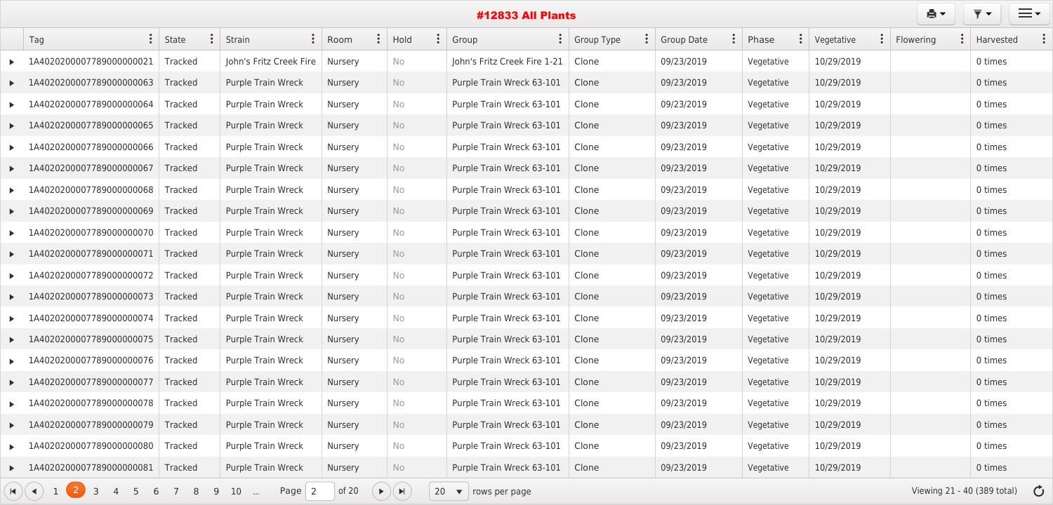# #12833 All Plants

| Tag | State | Strain | Room | Hold | Group | Group Type | Group Date | Phase | Vegetative | Flowering | Harvested |
|---|---|---|---|---|---|---|---|---|---|---|---|
| 1A4020200007789000000021 | Tracked | John's Fritz Creek Fire | Nursery | No | John's Fritz Creek Fire 1-21 | Clone | 09/23/2019 | Vegetative | 10/29/2019 | | 0 times |
| 1A4020200007789000000063 | Tracked | Purple Train Wreck | Nursery | No | Purple Train Wreck 63-101 | Clone | 09/23/2019 | Vegetative | 10/29/2019 | | 0 times |
| 1A4020200007789000000064 | Tracked | Purple Train Wreck | Nursery | No | Purple Train Wreck 63-101 | Clone | 09/23/2019 | Vegetative | 10/29/2019 | | 0 times |
| 1A4020200007789000000065 | Tracked | Purple Train Wreck | Nursery | No | Purple Train Wreck 63-101 | Clone | 09/23/2019 | Vegetative | 10/29/2019 | | 0 times |
| 1A4020200007789000000066 | Tracked | Purple Train Wreck | Nursery | No | Purple Train Wreck 63-101 | Clone | 09/23/2019 | Vegetative | 10/29/2019 | | 0 times |
| 1A4020200007789000000067 | Tracked | Purple Train Wreck | Nursery | No | Purple Train Wreck 63-101 | Clone | 09/23/2019 | Vegetative | 10/29/2019 | | 0 times |
| 1A4020200007789000000068 | Tracked | Purple Train Wreck | Nursery | No | Purple Train Wreck 63-101 | Clone | 09/23/2019 | Vegetative | 10/29/2019 | | 0 times |
| 1A4020200007789000000069 | Tracked | Purple Train Wreck | Nursery | No | Purple Train Wreck 63-101 | Clone | 09/23/2019 | Vegetative | 10/29/2019 | | 0 times |
| 1A4020200007789000000070 | Tracked | Purple Train Wreck | Nursery | No | Purple Train Wreck 63-101 | Clone | 09/23/2019 | Vegetative | 10/29/2019 | | 0 times |
| 1A4020200007789000000071 | Tracked | Purple Train Wreck | Nursery | No | Purple Train Wreck 63-101 | Clone | 09/23/2019 | Vegetative | 10/29/2019 | | 0 times |
| 1A4020200007789000000072 | Tracked | Purple Train Wreck | Nursery | No | Purple Train Wreck 63-101 | Clone | 09/23/2019 | Vegetative | 10/29/2019 | | 0 times |
| 1A4020200007789000000073 | Tracked | Purple Train Wreck | Nursery | No | Purple Train Wreck 63-101 | Clone | 09/23/2019 | Vegetative | 10/29/2019 | | 0 times |
| 1A4020200007789000000074 | Tracked | Purple Train Wreck | Nursery | No | Purple Train Wreck 63-101 | Clone | 09/23/2019 | Vegetative | 10/29/2019 | | 0 times |
| 1A4020200007789000000075 | Tracked | Purple Train Wreck | Nursery | No | Purple Train Wreck 63-101 | Clone | 09/23/2019 | Vegetative | 10/29/2019 | | 0 times |
| 1A4020200007789000000076 | Tracked | Purple Train Wreck | Nursery | No | Purple Train Wreck 63-101 | Clone | 09/23/2019 | Vegetative | 10/29/2019 | | 0 times |
| 1A4020200007789000000077 | Tracked | Purple Train Wreck | Nursery | No | Purple Train Wreck 63-101 | Clone | 09/23/2019 | Vegetative | 10/29/2019 | | 0 times |
| 1A4020200007789000000078 | Tracked | Purple Train Wreck | Nursery | No | Purple Train Wreck 63-101 | Clone | 09/23/2019 | Vegetative | 10/29/2019 | | 0 times |
| 1A4020200007789000000079 | Tracked | Purple Train Wreck | Nursery | No | Purple Train Wreck 63-101 | Clone | 09/23/2019 | Vegetative | 10/29/2019 | | 0 times |
| 1A4020200007789000000080 | Tracked | Purple Train Wreck | Nursery | No | Purple Train Wreck 63-101 | Clone | 09/23/2019 | Vegetative | 10/29/2019 | | 0 times |
| 1A4020200007789000000081 | Tracked | Purple Train Wreck | Nursery | No | Purple Train Wreck 63-101 | Clone | 09/23/2019 | Vegetative | 10/29/2019 | | 0 times |

1 2 3 4 5 6 7 8 9 10 ... Page 2 of 20 | 20 rows per page | Viewing 21 - 40 (389 total)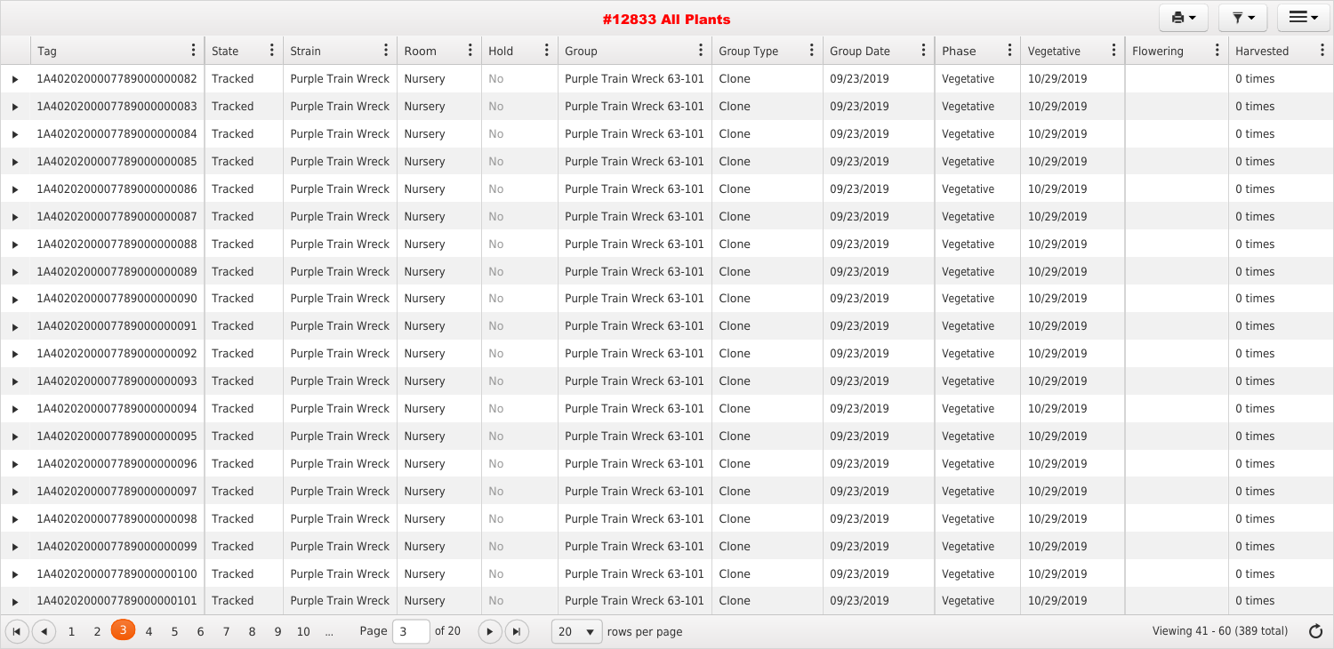# #12833 All Plants

| Tag | State | Strain | Room | Hold | Group | Group Type | Group Date | Phase | Vegetative | Flowering | Harvested |
|---|---|---|---|---|---|---|---|---|---|---|---|
| 1A4020200007789000000082 | Tracked | Purple Train Wreck | Nursery | No | Purple Train Wreck 63-101 | Clone | 09/23/2019 | Vegetative | 10/29/2019 | | 0 times |
| 1A4020200007789000000083 | Tracked | Purple Train Wreck | Nursery | No | Purple Train Wreck 63-101 | Clone | 09/23/2019 | Vegetative | 10/29/2019 | | 0 times |
| 1A4020200007789000000084 | Tracked | Purple Train Wreck | Nursery | No | Purple Train Wreck 63-101 | Clone | 09/23/2019 | Vegetative | 10/29/2019 | | 0 times |
| 1A4020200007789000000085 | Tracked | Purple Train Wreck | Nursery | No | Purple Train Wreck 63-101 | Clone | 09/23/2019 | Vegetative | 10/29/2019 | | 0 times |
| 1A4020200007789000000086 | Tracked | Purple Train Wreck | Nursery | No | Purple Train Wreck 63-101 | Clone | 09/23/2019 | Vegetative | 10/29/2019 | | 0 times |
| 1A4020200007789000000087 | Tracked | Purple Train Wreck | Nursery | No | Purple Train Wreck 63-101 | Clone | 09/23/2019 | Vegetative | 10/29/2019 | | 0 times |
| 1A4020200007789000000088 | Tracked | Purple Train Wreck | Nursery | No | Purple Train Wreck 63-101 | Clone | 09/23/2019 | Vegetative | 10/29/2019 | | 0 times |
| 1A4020200007789000000089 | Tracked | Purple Train Wreck | Nursery | No | Purple Train Wreck 63-101 | Clone | 09/23/2019 | Vegetative | 10/29/2019 | | 0 times |
| 1A4020200007789000000090 | Tracked | Purple Train Wreck | Nursery | No | Purple Train Wreck 63-101 | Clone | 09/23/2019 | Vegetative | 10/29/2019 | | 0 times |
| 1A4020200007789000000091 | Tracked | Purple Train Wreck | Nursery | No | Purple Train Wreck 63-101 | Clone | 09/23/2019 | Vegetative | 10/29/2019 | | 0 times |
| 1A4020200007789000000092 | Tracked | Purple Train Wreck | Nursery | No | Purple Train Wreck 63-101 | Clone | 09/23/2019 | Vegetative | 10/29/2019 | | 0 times |
| 1A4020200007789000000093 | Tracked | Purple Train Wreck | Nursery | No | Purple Train Wreck 63-101 | Clone | 09/23/2019 | Vegetative | 10/29/2019 | | 0 times |
| 1A4020200007789000000094 | Tracked | Purple Train Wreck | Nursery | No | Purple Train Wreck 63-101 | Clone | 09/23/2019 | Vegetative | 10/29/2019 | | 0 times |
| 1A4020200007789000000095 | Tracked | Purple Train Wreck | Nursery | No | Purple Train Wreck 63-101 | Clone | 09/23/2019 | Vegetative | 10/29/2019 | | 0 times |
| 1A4020200007789000000096 | Tracked | Purple Train Wreck | Nursery | No | Purple Train Wreck 63-101 | Clone | 09/23/2019 | Vegetative | 10/29/2019 | | 0 times |
| 1A4020200007789000000097 | Tracked | Purple Train Wreck | Nursery | No | Purple Train Wreck 63-101 | Clone | 09/23/2019 | Vegetative | 10/29/2019 | | 0 times |
| 1A4020200007789000000098 | Tracked | Purple Train Wreck | Nursery | No | Purple Train Wreck 63-101 | Clone | 09/23/2019 | Vegetative | 10/29/2019 | | 0 times |
| 1A4020200007789000000099 | Tracked | Purple Train Wreck | Nursery | No | Purple Train Wreck 63-101 | Clone | 09/23/2019 | Vegetative | 10/29/2019 | | 0 times |
| 1A4020200007789000000100 | Tracked | Purple Train Wreck | Nursery | No | Purple Train Wreck 63-101 | Clone | 09/23/2019 | Vegetative | 10/29/2019 | | 0 times |
| 1A4020200007789000000101 | Tracked | Purple Train Wreck | Nursery | No | Purple Train Wreck 63-101 | Clone | 09/23/2019 | Vegetative | 10/29/2019 | | 0 times |

1 2 3 4 5 6 7 8 9 10 ... Page 3 of 20 | 20 rows per page | Viewing 41 - 60 (389 total)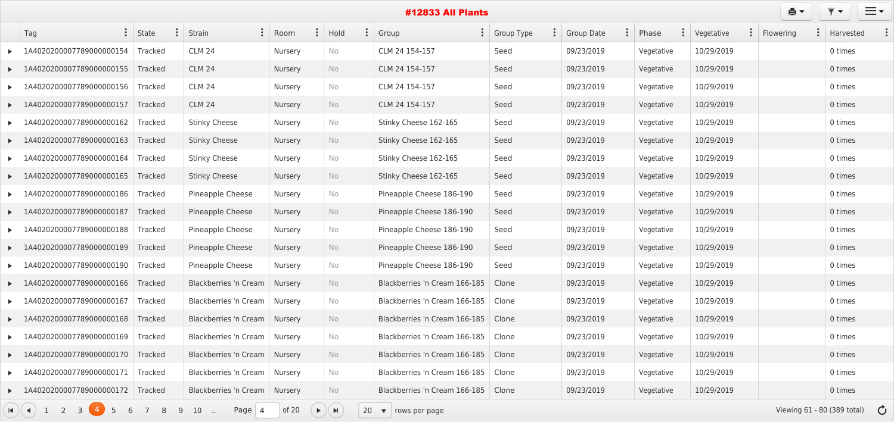# #12833 All Plants

| Tag | State | Strain | Room | Hold | Group | Group Type | Group Date | Phase | Vegetative | Flowering | Harvested |
|---|---|---|---|---|---|---|---|---|---|---|---|
| 1A4020200007789000000154 | Tracked | CLM 24 | Nursery | No | CLM 24 154-157 | Seed | 09/23/2019 | Vegetative | 10/29/2019 | | 0 times |
| 1A4020200007789000000155 | Tracked | CLM 24 | Nursery | No | CLM 24 154-157 | Seed | 09/23/2019 | Vegetative | 10/29/2019 | | 0 times |
| 1A4020200007789000000156 | Tracked | CLM 24 | Nursery | No | CLM 24 154-157 | Seed | 09/23/2019 | Vegetative | 10/29/2019 | | 0 times |
| 1A4020200007789000000157 | Tracked | CLM 24 | Nursery | No | CLM 24 154-157 | Seed | 09/23/2019 | Vegetative | 10/29/2019 | | 0 times |
| 1A4020200007789000000162 | Tracked | Stinky Cheese | Nursery | No | Stinky Cheese 162-165 | Seed | 09/23/2019 | Vegetative | 10/29/2019 | | 0 times |
| 1A4020200007789000000163 | Tracked | Stinky Cheese | Nursery | No | Stinky Cheese 162-165 | Seed | 09/23/2019 | Vegetative | 10/29/2019 | | 0 times |
| 1A4020200007789000000164 | Tracked | Stinky Cheese | Nursery | No | Stinky Cheese 162-165 | Seed | 09/23/2019 | Vegetative | 10/29/2019 | | 0 times |
| 1A4020200007789000000165 | Tracked | Stinky Cheese | Nursery | No | Stinky Cheese 162-165 | Seed | 09/23/2019 | Vegetative | 10/29/2019 | | 0 times |
| 1A4020200007789000000186 | Tracked | Pineapple Cheese | Nursery | No | Pineapple Cheese 186-190 | Seed | 09/23/2019 | Vegetative | 10/29/2019 | | 0 times |
| 1A4020200007789000000187 | Tracked | Pineapple Cheese | Nursery | No | Pineapple Cheese 186-190 | Seed | 09/23/2019 | Vegetative | 10/29/2019 | | 0 times |
| 1A4020200007789000000188 | Tracked | Pineapple Cheese | Nursery | No | Pineapple Cheese 186-190 | Seed | 09/23/2019 | Vegetative | 10/29/2019 | | 0 times |
| 1A4020200007789000000189 | Tracked | Pineapple Cheese | Nursery | No | Pineapple Cheese 186-190 | Seed | 09/23/2019 | Vegetative | 10/29/2019 | | 0 times |
| 1A4020200007789000000190 | Tracked | Pineapple Cheese | Nursery | No | Pineapple Cheese 186-190 | Seed | 09/23/2019 | Vegetative | 10/29/2019 | | 0 times |
| 1A4020200007789000000166 | Tracked | Blackberries 'n Cream | Nursery | No | Blackberries 'n Cream 166-185 | Clone | 09/23/2019 | Vegetative | 10/29/2019 | | 0 times |
| 1A4020200007789000000167 | Tracked | Blackberries 'n Cream | Nursery | No | Blackberries 'n Cream 166-185 | Clone | 09/23/2019 | Vegetative | 10/29/2019 | | 0 times |
| 1A4020200007789000000168 | Tracked | Blackberries 'n Cream | Nursery | No | Blackberries 'n Cream 166-185 | Clone | 09/23/2019 | Vegetative | 10/29/2019 | | 0 times |
| 1A4020200007789000000169 | Tracked | Blackberries 'n Cream | Nursery | No | Blackberries 'n Cream 166-185 | Clone | 09/23/2019 | Vegetative | 10/29/2019 | | 0 times |
| 1A4020200007789000000170 | Tracked | Blackberries 'n Cream | Nursery | No | Blackberries 'n Cream 166-185 | Clone | 09/23/2019 | Vegetative | 10/29/2019 | | 0 times |
| 1A4020200007789000000171 | Tracked | Blackberries 'n Cream | Nursery | No | Blackberries 'n Cream 166-185 | Clone | 09/23/2019 | Vegetative | 10/29/2019 | | 0 times |
| 1A4020200007789000000172 | Tracked | Blackberries 'n Cream | Nursery | No | Blackberries 'n Cream 166-185 | Clone | 09/23/2019 | Vegetative | 10/29/2019 | | 0 times |

1 2 3 4 5 6 7 8 9 10 ... Page 4 of 20 — 20 rows per page — Viewing 61 - 80 (389 total)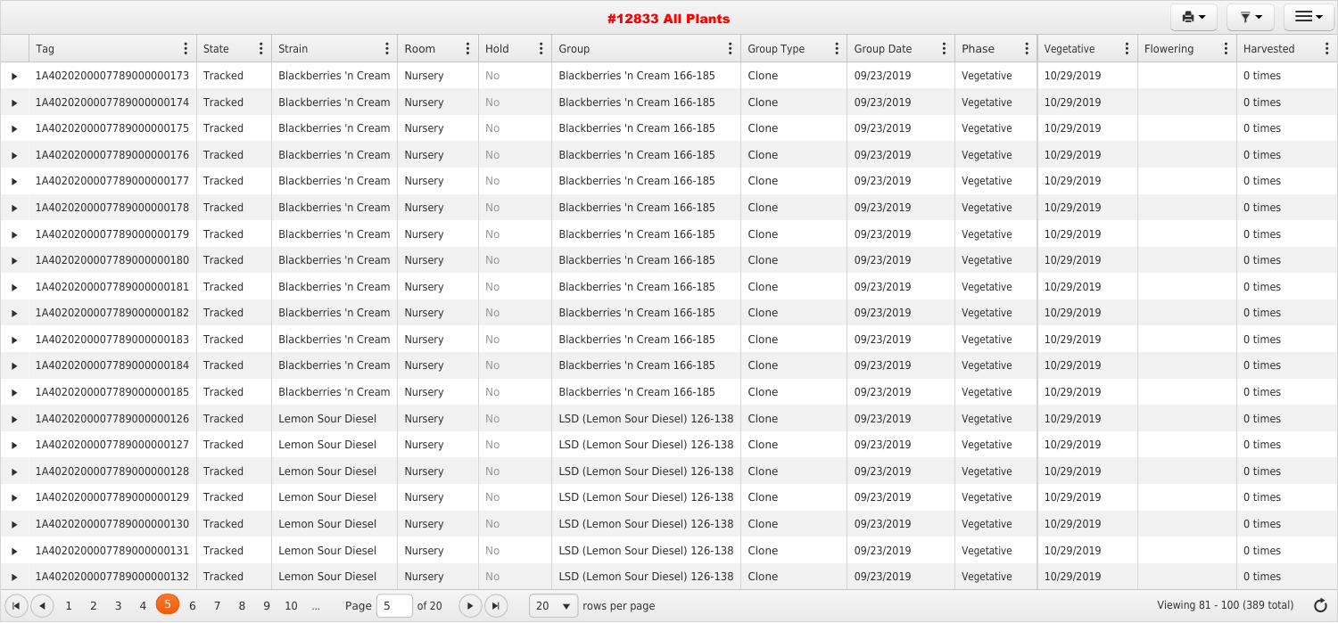## #12833 All Plants

| Tag | State | Strain | Room | Hold | Group | Group Type | Group Date | Phase | Vegetative | Flowering | Harvested |
|---|---|---|---|---|---|---|---|---|---|---|---|
| 1A4020200007789000000173 | Tracked | Blackberries 'n Cream | Nursery | No | Blackberries 'n Cream 166-185 | Clone | 09/23/2019 | Vegetative | 10/29/2019 | | 0 times |
| 1A4020200007789000000174 | Tracked | Blackberries 'n Cream | Nursery | No | Blackberries 'n Cream 166-185 | Clone | 09/23/2019 | Vegetative | 10/29/2019 | | 0 times |
| 1A4020200007789000000175 | Tracked | Blackberries 'n Cream | Nursery | No | Blackberries 'n Cream 166-185 | Clone | 09/23/2019 | Vegetative | 10/29/2019 | | 0 times |
| 1A4020200007789000000176 | Tracked | Blackberries 'n Cream | Nursery | No | Blackberries 'n Cream 166-185 | Clone | 09/23/2019 | Vegetative | 10/29/2019 | | 0 times |
| 1A4020200007789000000177 | Tracked | Blackberries 'n Cream | Nursery | No | Blackberries 'n Cream 166-185 | Clone | 09/23/2019 | Vegetative | 10/29/2019 | | 0 times |
| 1A4020200007789000000178 | Tracked | Blackberries 'n Cream | Nursery | No | Blackberries 'n Cream 166-185 | Clone | 09/23/2019 | Vegetative | 10/29/2019 | | 0 times |
| 1A4020200007789000000179 | Tracked | Blackberries 'n Cream | Nursery | No | Blackberries 'n Cream 166-185 | Clone | 09/23/2019 | Vegetative | 10/29/2019 | | 0 times |
| 1A4020200007789000000180 | Tracked | Blackberries 'n Cream | Nursery | No | Blackberries 'n Cream 166-185 | Clone | 09/23/2019 | Vegetative | 10/29/2019 | | 0 times |
| 1A4020200007789000000181 | Tracked | Blackberries 'n Cream | Nursery | No | Blackberries 'n Cream 166-185 | Clone | 09/23/2019 | Vegetative | 10/29/2019 | | 0 times |
| 1A4020200007789000000182 | Tracked | Blackberries 'n Cream | Nursery | No | Blackberries 'n Cream 166-185 | Clone | 09/23/2019 | Vegetative | 10/29/2019 | | 0 times |
| 1A4020200007789000000183 | Tracked | Blackberries 'n Cream | Nursery | No | Blackberries 'n Cream 166-185 | Clone | 09/23/2019 | Vegetative | 10/29/2019 | | 0 times |
| 1A4020200007789000000184 | Tracked | Blackberries 'n Cream | Nursery | No | Blackberries 'n Cream 166-185 | Clone | 09/23/2019 | Vegetative | 10/29/2019 | | 0 times |
| 1A4020200007789000000185 | Tracked | Blackberries 'n Cream | Nursery | No | Blackberries 'n Cream 166-185 | Clone | 09/23/2019 | Vegetative | 10/29/2019 | | 0 times |
| 1A4020200007789000000126 | Tracked | Lemon Sour Diesel | Nursery | No | LSD (Lemon Sour Diesel) 126-138 | Clone | 09/23/2019 | Vegetative | 10/29/2019 | | 0 times |
| 1A4020200007789000000127 | Tracked | Lemon Sour Diesel | Nursery | No | LSD (Lemon Sour Diesel) 126-138 | Clone | 09/23/2019 | Vegetative | 10/29/2019 | | 0 times |
| 1A4020200007789000000128 | Tracked | Lemon Sour Diesel | Nursery | No | LSD (Lemon Sour Diesel) 126-138 | Clone | 09/23/2019 | Vegetative | 10/29/2019 | | 0 times |
| 1A4020200007789000000129 | Tracked | Lemon Sour Diesel | Nursery | No | LSD (Lemon Sour Diesel) 126-138 | Clone | 09/23/2019 | Vegetative | 10/29/2019 | | 0 times |
| 1A4020200007789000000130 | Tracked | Lemon Sour Diesel | Nursery | No | LSD (Lemon Sour Diesel) 126-138 | Clone | 09/23/2019 | Vegetative | 10/29/2019 | | 0 times |
| 1A4020200007789000000131 | Tracked | Lemon Sour Diesel | Nursery | No | LSD (Lemon Sour Diesel) 126-138 | Clone | 09/23/2019 | Vegetative | 10/29/2019 | | 0 times |
| 1A4020200007789000000132 | Tracked | Lemon Sour Diesel | Nursery | No | LSD (Lemon Sour Diesel) 126-138 | Clone | 09/23/2019 | Vegetative | 10/29/2019 | | 0 times |

1 2 3 4 5 6 7 8 9 10 ... Page 5 of 20 | 20 rows per page | Viewing 81 - 100 (389 total)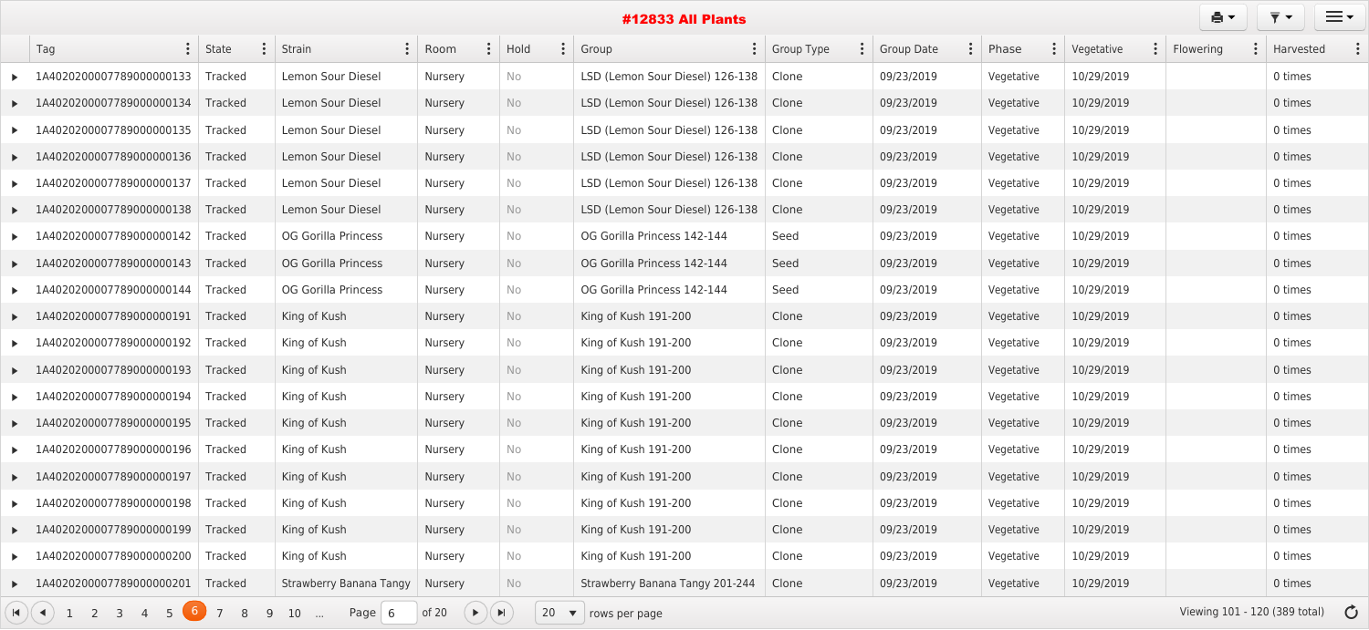# #12833 All Plants

| Tag | State | Strain | Room | Hold | Group | Group Type | Group Date | Phase | Vegetative | Flowering | Harvested |
|---|---|---|---|---|---|---|---|---|---|---|---|
| 1A4020200007789000000133 | Tracked | Lemon Sour Diesel | Nursery | No | LSD (Lemon Sour Diesel) 126-138 | Clone | 09/23/2019 | Vegetative | 10/29/2019 | | 0 times |
| 1A4020200007789000000134 | Tracked | Lemon Sour Diesel | Nursery | No | LSD (Lemon Sour Diesel) 126-138 | Clone | 09/23/2019 | Vegetative | 10/29/2019 | | 0 times |
| 1A4020200007789000000135 | Tracked | Lemon Sour Diesel | Nursery | No | LSD (Lemon Sour Diesel) 126-138 | Clone | 09/23/2019 | Vegetative | 10/29/2019 | | 0 times |
| 1A4020200007789000000136 | Tracked | Lemon Sour Diesel | Nursery | No | LSD (Lemon Sour Diesel) 126-138 | Clone | 09/23/2019 | Vegetative | 10/29/2019 | | 0 times |
| 1A4020200007789000000137 | Tracked | Lemon Sour Diesel | Nursery | No | LSD (Lemon Sour Diesel) 126-138 | Clone | 09/23/2019 | Vegetative | 10/29/2019 | | 0 times |
| 1A4020200007789000000138 | Tracked | Lemon Sour Diesel | Nursery | No | LSD (Lemon Sour Diesel) 126-138 | Clone | 09/23/2019 | Vegetative | 10/29/2019 | | 0 times |
| 1A4020200007789000000142 | Tracked | OG Gorilla Princess | Nursery | No | OG Gorilla Princess 142-144 | Seed | 09/23/2019 | Vegetative | 10/29/2019 | | 0 times |
| 1A4020200007789000000143 | Tracked | OG Gorilla Princess | Nursery | No | OG Gorilla Princess 142-144 | Seed | 09/23/2019 | Vegetative | 10/29/2019 | | 0 times |
| 1A4020200007789000000144 | Tracked | OG Gorilla Princess | Nursery | No | OG Gorilla Princess 142-144 | Seed | 09/23/2019 | Vegetative | 10/29/2019 | | 0 times |
| 1A4020200007789000000191 | Tracked | King of Kush | Nursery | No | King of Kush 191-200 | Clone | 09/23/2019 | Vegetative | 10/29/2019 | | 0 times |
| 1A4020200007789000000192 | Tracked | King of Kush | Nursery | No | King of Kush 191-200 | Clone | 09/23/2019 | Vegetative | 10/29/2019 | | 0 times |
| 1A4020200007789000000193 | Tracked | King of Kush | Nursery | No | King of Kush 191-200 | Clone | 09/23/2019 | Vegetative | 10/29/2019 | | 0 times |
| 1A4020200007789000000194 | Tracked | King of Kush | Nursery | No | King of Kush 191-200 | Clone | 09/23/2019 | Vegetative | 10/29/2019 | | 0 times |
| 1A4020200007789000000195 | Tracked | King of Kush | Nursery | No | King of Kush 191-200 | Clone | 09/23/2019 | Vegetative | 10/29/2019 | | 0 times |
| 1A4020200007789000000196 | Tracked | King of Kush | Nursery | No | King of Kush 191-200 | Clone | 09/23/2019 | Vegetative | 10/29/2019 | | 0 times |
| 1A4020200007789000000197 | Tracked | King of Kush | Nursery | No | King of Kush 191-200 | Clone | 09/23/2019 | Vegetative | 10/29/2019 | | 0 times |
| 1A4020200007789000000198 | Tracked | King of Kush | Nursery | No | King of Kush 191-200 | Clone | 09/23/2019 | Vegetative | 10/29/2019 | | 0 times |
| 1A4020200007789000000199 | Tracked | King of Kush | Nursery | No | King of Kush 191-200 | Clone | 09/23/2019 | Vegetative | 10/29/2019 | | 0 times |
| 1A4020200007789000000200 | Tracked | King of Kush | Nursery | No | King of Kush 191-200 | Clone | 09/23/2019 | Vegetative | 10/29/2019 | | 0 times |
| 1A4020200007789000000201 | Tracked | Strawberry Banana Tangy | Nursery | No | Strawberry Banana Tangy 201-244 | Clone | 09/23/2019 | Vegetative | 10/29/2019 | | 0 times |

1 2 3 4 5 6 7 8 9 10 ... Page 6 of 20 | 20 rows per page | Viewing 101 - 120 (389 total)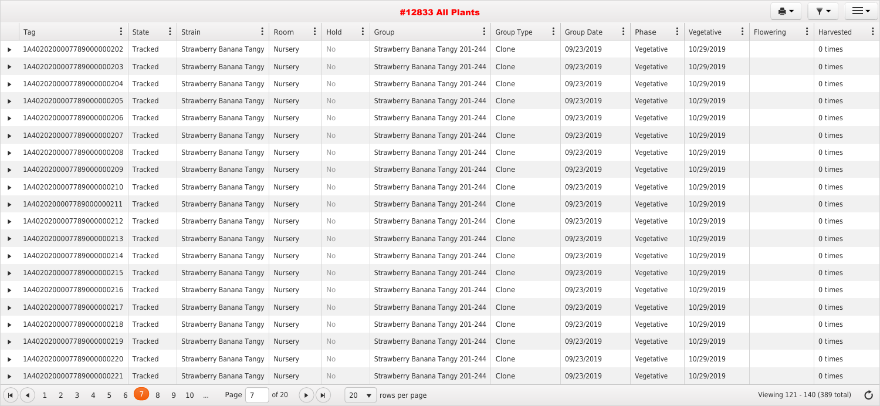# #12833 All Plants

| Tag | State | Strain | Room | Hold | Group | Group Type | Group Date | Phase | Vegetative | Flowering | Harvested |
|---|---|---|---|---|---|---|---|---|---|---|---|
| 1A4020200007789000000202 | Tracked | Strawberry Banana Tangy | Nursery | No | Strawberry Banana Tangy 201-244 | Clone | 09/23/2019 | Vegetative | 10/29/2019 | | 0 times |
| 1A4020200007789000000203 | Tracked | Strawberry Banana Tangy | Nursery | No | Strawberry Banana Tangy 201-244 | Clone | 09/23/2019 | Vegetative | 10/29/2019 | | 0 times |
| 1A4020200007789000000204 | Tracked | Strawberry Banana Tangy | Nursery | No | Strawberry Banana Tangy 201-244 | Clone | 09/23/2019 | Vegetative | 10/29/2019 | | 0 times |
| 1A4020200007789000000205 | Tracked | Strawberry Banana Tangy | Nursery | No | Strawberry Banana Tangy 201-244 | Clone | 09/23/2019 | Vegetative | 10/29/2019 | | 0 times |
| 1A4020200007789000000206 | Tracked | Strawberry Banana Tangy | Nursery | No | Strawberry Banana Tangy 201-244 | Clone | 09/23/2019 | Vegetative | 10/29/2019 | | 0 times |
| 1A4020200007789000000207 | Tracked | Strawberry Banana Tangy | Nursery | No | Strawberry Banana Tangy 201-244 | Clone | 09/23/2019 | Vegetative | 10/29/2019 | | 0 times |
| 1A4020200007789000000208 | Tracked | Strawberry Banana Tangy | Nursery | No | Strawberry Banana Tangy 201-244 | Clone | 09/23/2019 | Vegetative | 10/29/2019 | | 0 times |
| 1A4020200007789000000209 | Tracked | Strawberry Banana Tangy | Nursery | No | Strawberry Banana Tangy 201-244 | Clone | 09/23/2019 | Vegetative | 10/29/2019 | | 0 times |
| 1A4020200007789000000210 | Tracked | Strawberry Banana Tangy | Nursery | No | Strawberry Banana Tangy 201-244 | Clone | 09/23/2019 | Vegetative | 10/29/2019 | | 0 times |
| 1A4020200007789000000211 | Tracked | Strawberry Banana Tangy | Nursery | No | Strawberry Banana Tangy 201-244 | Clone | 09/23/2019 | Vegetative | 10/29/2019 | | 0 times |
| 1A4020200007789000000212 | Tracked | Strawberry Banana Tangy | Nursery | No | Strawberry Banana Tangy 201-244 | Clone | 09/23/2019 | Vegetative | 10/29/2019 | | 0 times |
| 1A4020200007789000000213 | Tracked | Strawberry Banana Tangy | Nursery | No | Strawberry Banana Tangy 201-244 | Clone | 09/23/2019 | Vegetative | 10/29/2019 | | 0 times |
| 1A4020200007789000000214 | Tracked | Strawberry Banana Tangy | Nursery | No | Strawberry Banana Tangy 201-244 | Clone | 09/23/2019 | Vegetative | 10/29/2019 | | 0 times |
| 1A4020200007789000000215 | Tracked | Strawberry Banana Tangy | Nursery | No | Strawberry Banana Tangy 201-244 | Clone | 09/23/2019 | Vegetative | 10/29/2019 | | 0 times |
| 1A4020200007789000000216 | Tracked | Strawberry Banana Tangy | Nursery | No | Strawberry Banana Tangy 201-244 | Clone | 09/23/2019 | Vegetative | 10/29/2019 | | 0 times |
| 1A4020200007789000000217 | Tracked | Strawberry Banana Tangy | Nursery | No | Strawberry Banana Tangy 201-244 | Clone | 09/23/2019 | Vegetative | 10/29/2019 | | 0 times |
| 1A4020200007789000000218 | Tracked | Strawberry Banana Tangy | Nursery | No | Strawberry Banana Tangy 201-244 | Clone | 09/23/2019 | Vegetative | 10/29/2019 | | 0 times |
| 1A4020200007789000000219 | Tracked | Strawberry Banana Tangy | Nursery | No | Strawberry Banana Tangy 201-244 | Clone | 09/23/2019 | Vegetative | 10/29/2019 | | 0 times |
| 1A4020200007789000000220 | Tracked | Strawberry Banana Tangy | Nursery | No | Strawberry Banana Tangy 201-244 | Clone | 09/23/2019 | Vegetative | 10/29/2019 | | 0 times |
| 1A4020200007789000000221 | Tracked | Strawberry Banana Tangy | Nursery | No | Strawberry Banana Tangy 201-244 | Clone | 09/23/2019 | Vegetative | 10/29/2019 | | 0 times |

1 2 3 4 5 6 7 8 9 10 ... Page 7 of 20 — 20 rows per page — Viewing 121 - 140 (389 total)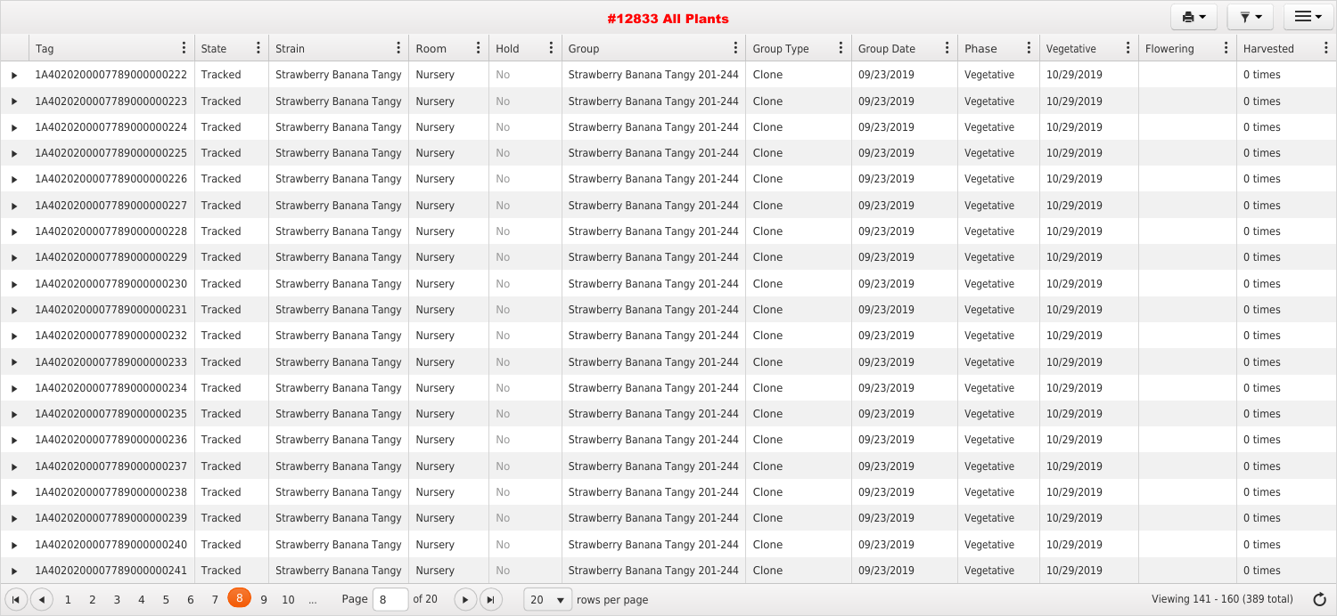# #12833 All Plants

| Tag | State | Strain | Room | Hold | Group | Group Type | Group Date | Phase | Vegetative | Flowering | Harvested |
|---|---|---|---|---|---|---|---|---|---|---|---|
| 1A4020200007789000000222 | Tracked | Strawberry Banana Tangy | Nursery | No | Strawberry Banana Tangy 201-244 | Clone | 09/23/2019 | Vegetative | 10/29/2019 | | 0 times |
| 1A4020200007789000000223 | Tracked | Strawberry Banana Tangy | Nursery | No | Strawberry Banana Tangy 201-244 | Clone | 09/23/2019 | Vegetative | 10/29/2019 | | 0 times |
| 1A4020200007789000000224 | Tracked | Strawberry Banana Tangy | Nursery | No | Strawberry Banana Tangy 201-244 | Clone | 09/23/2019 | Vegetative | 10/29/2019 | | 0 times |
| 1A4020200007789000000225 | Tracked | Strawberry Banana Tangy | Nursery | No | Strawberry Banana Tangy 201-244 | Clone | 09/23/2019 | Vegetative | 10/29/2019 | | 0 times |
| 1A4020200007789000000226 | Tracked | Strawberry Banana Tangy | Nursery | No | Strawberry Banana Tangy 201-244 | Clone | 09/23/2019 | Vegetative | 10/29/2019 | | 0 times |
| 1A4020200007789000000227 | Tracked | Strawberry Banana Tangy | Nursery | No | Strawberry Banana Tangy 201-244 | Clone | 09/23/2019 | Vegetative | 10/29/2019 | | 0 times |
| 1A4020200007789000000228 | Tracked | Strawberry Banana Tangy | Nursery | No | Strawberry Banana Tangy 201-244 | Clone | 09/23/2019 | Vegetative | 10/29/2019 | | 0 times |
| 1A4020200007789000000229 | Tracked | Strawberry Banana Tangy | Nursery | No | Strawberry Banana Tangy 201-244 | Clone | 09/23/2019 | Vegetative | 10/29/2019 | | 0 times |
| 1A4020200007789000000230 | Tracked | Strawberry Banana Tangy | Nursery | No | Strawberry Banana Tangy 201-244 | Clone | 09/23/2019 | Vegetative | 10/29/2019 | | 0 times |
| 1A4020200007789000000231 | Tracked | Strawberry Banana Tangy | Nursery | No | Strawberry Banana Tangy 201-244 | Clone | 09/23/2019 | Vegetative | 10/29/2019 | | 0 times |
| 1A4020200007789000000232 | Tracked | Strawberry Banana Tangy | Nursery | No | Strawberry Banana Tangy 201-244 | Clone | 09/23/2019 | Vegetative | 10/29/2019 | | 0 times |
| 1A4020200007789000000233 | Tracked | Strawberry Banana Tangy | Nursery | No | Strawberry Banana Tangy 201-244 | Clone | 09/23/2019 | Vegetative | 10/29/2019 | | 0 times |
| 1A4020200007789000000234 | Tracked | Strawberry Banana Tangy | Nursery | No | Strawberry Banana Tangy 201-244 | Clone | 09/23/2019 | Vegetative | 10/29/2019 | | 0 times |
| 1A4020200007789000000235 | Tracked | Strawberry Banana Tangy | Nursery | No | Strawberry Banana Tangy 201-244 | Clone | 09/23/2019 | Vegetative | 10/29/2019 | | 0 times |
| 1A4020200007789000000236 | Tracked | Strawberry Banana Tangy | Nursery | No | Strawberry Banana Tangy 201-244 | Clone | 09/23/2019 | Vegetative | 10/29/2019 | | 0 times |
| 1A4020200007789000000237 | Tracked | Strawberry Banana Tangy | Nursery | No | Strawberry Banana Tangy 201-244 | Clone | 09/23/2019 | Vegetative | 10/29/2019 | | 0 times |
| 1A4020200007789000000238 | Tracked | Strawberry Banana Tangy | Nursery | No | Strawberry Banana Tangy 201-244 | Clone | 09/23/2019 | Vegetative | 10/29/2019 | | 0 times |
| 1A4020200007789000000239 | Tracked | Strawberry Banana Tangy | Nursery | No | Strawberry Banana Tangy 201-244 | Clone | 09/23/2019 | Vegetative | 10/29/2019 | | 0 times |
| 1A4020200007789000000240 | Tracked | Strawberry Banana Tangy | Nursery | No | Strawberry Banana Tangy 201-244 | Clone | 09/23/2019 | Vegetative | 10/29/2019 | | 0 times |
| 1A4020200007789000000241 | Tracked | Strawberry Banana Tangy | Nursery | No | Strawberry Banana Tangy 201-244 | Clone | 09/23/2019 | Vegetative | 10/29/2019 | | 0 times |

1 2 3 4 5 6 7 **8** 9 10 ... Page 8 of 20 — 20 rows per page — Viewing 141 - 160 (389 total)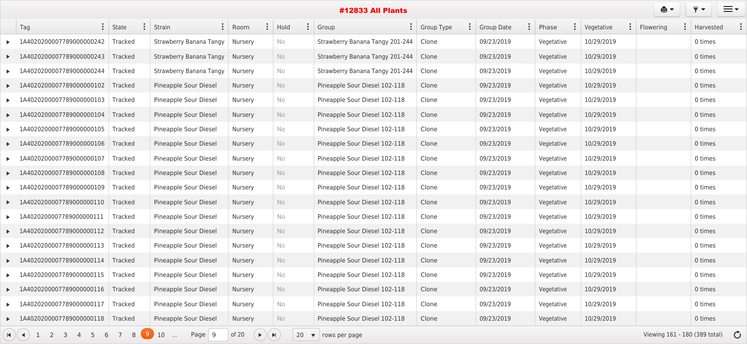# #12833 All Plants

| Tag | State | Strain | Room | Hold | Group | Group Type | Group Date | Phase | Vegetative | Flowering | Harvested |
|---|---|---|---|---|---|---|---|---|---|---|---|
| 1A4020200007789000000242 | Tracked | Strawberry Banana Tangy | Nursery | No | Strawberry Banana Tangy 201-244 | Clone | 09/23/2019 | Vegetative | 10/29/2019 | | 0 times |
| 1A4020200007789000000243 | Tracked | Strawberry Banana Tangy | Nursery | No | Strawberry Banana Tangy 201-244 | Clone | 09/23/2019 | Vegetative | 10/29/2019 | | 0 times |
| 1A4020200007789000000244 | Tracked | Strawberry Banana Tangy | Nursery | No | Strawberry Banana Tangy 201-244 | Clone | 09/23/2019 | Vegetative | 10/29/2019 | | 0 times |
| 1A4020200007789000000102 | Tracked | Pineapple Sour Diesel | Nursery | No | Pineapple Sour Diesel 102-118 | Clone | 09/23/2019 | Vegetative | 10/29/2019 | | 0 times |
| 1A4020200007789000000103 | Tracked | Pineapple Sour Diesel | Nursery | No | Pineapple Sour Diesel 102-118 | Clone | 09/23/2019 | Vegetative | 10/29/2019 | | 0 times |
| 1A4020200007789000000104 | Tracked | Pineapple Sour Diesel | Nursery | No | Pineapple Sour Diesel 102-118 | Clone | 09/23/2019 | Vegetative | 10/29/2019 | | 0 times |
| 1A4020200007789000000105 | Tracked | Pineapple Sour Diesel | Nursery | No | Pineapple Sour Diesel 102-118 | Clone | 09/23/2019 | Vegetative | 10/29/2019 | | 0 times |
| 1A4020200007789000000106 | Tracked | Pineapple Sour Diesel | Nursery | No | Pineapple Sour Diesel 102-118 | Clone | 09/23/2019 | Vegetative | 10/29/2019 | | 0 times |
| 1A4020200007789000000107 | Tracked | Pineapple Sour Diesel | Nursery | No | Pineapple Sour Diesel 102-118 | Clone | 09/23/2019 | Vegetative | 10/29/2019 | | 0 times |
| 1A4020200007789000000108 | Tracked | Pineapple Sour Diesel | Nursery | No | Pineapple Sour Diesel 102-118 | Clone | 09/23/2019 | Vegetative | 10/29/2019 | | 0 times |
| 1A4020200007789000000109 | Tracked | Pineapple Sour Diesel | Nursery | No | Pineapple Sour Diesel 102-118 | Clone | 09/23/2019 | Vegetative | 10/29/2019 | | 0 times |
| 1A4020200007789000000110 | Tracked | Pineapple Sour Diesel | Nursery | No | Pineapple Sour Diesel 102-118 | Clone | 09/23/2019 | Vegetative | 10/29/2019 | | 0 times |
| 1A4020200007789000000111 | Tracked | Pineapple Sour Diesel | Nursery | No | Pineapple Sour Diesel 102-118 | Clone | 09/23/2019 | Vegetative | 10/29/2019 | | 0 times |
| 1A4020200007789000000112 | Tracked | Pineapple Sour Diesel | Nursery | No | Pineapple Sour Diesel 102-118 | Clone | 09/23/2019 | Vegetative | 10/29/2019 | | 0 times |
| 1A4020200007789000000113 | Tracked | Pineapple Sour Diesel | Nursery | No | Pineapple Sour Diesel 102-118 | Clone | 09/23/2019 | Vegetative | 10/29/2019 | | 0 times |
| 1A4020200007789000000114 | Tracked | Pineapple Sour Diesel | Nursery | No | Pineapple Sour Diesel 102-118 | Clone | 09/23/2019 | Vegetative | 10/29/2019 | | 0 times |
| 1A4020200007789000000115 | Tracked | Pineapple Sour Diesel | Nursery | No | Pineapple Sour Diesel 102-118 | Clone | 09/23/2019 | Vegetative | 10/29/2019 | | 0 times |
| 1A4020200007789000000116 | Tracked | Pineapple Sour Diesel | Nursery | No | Pineapple Sour Diesel 102-118 | Clone | 09/23/2019 | Vegetative | 10/29/2019 | | 0 times |
| 1A4020200007789000000117 | Tracked | Pineapple Sour Diesel | Nursery | No | Pineapple Sour Diesel 102-118 | Clone | 09/23/2019 | Vegetative | 10/29/2019 | | 0 times |
| 1A4020200007789000000118 | Tracked | Pineapple Sour Diesel | Nursery | No | Pineapple Sour Diesel 102-118 | Clone | 09/23/2019 | Vegetative | 10/29/2019 | | 0 times |

1 2 3 4 5 6 7 8 9 10 ... Page 9 of 20 — 20 rows per page — Viewing 161 - 180 (389 total)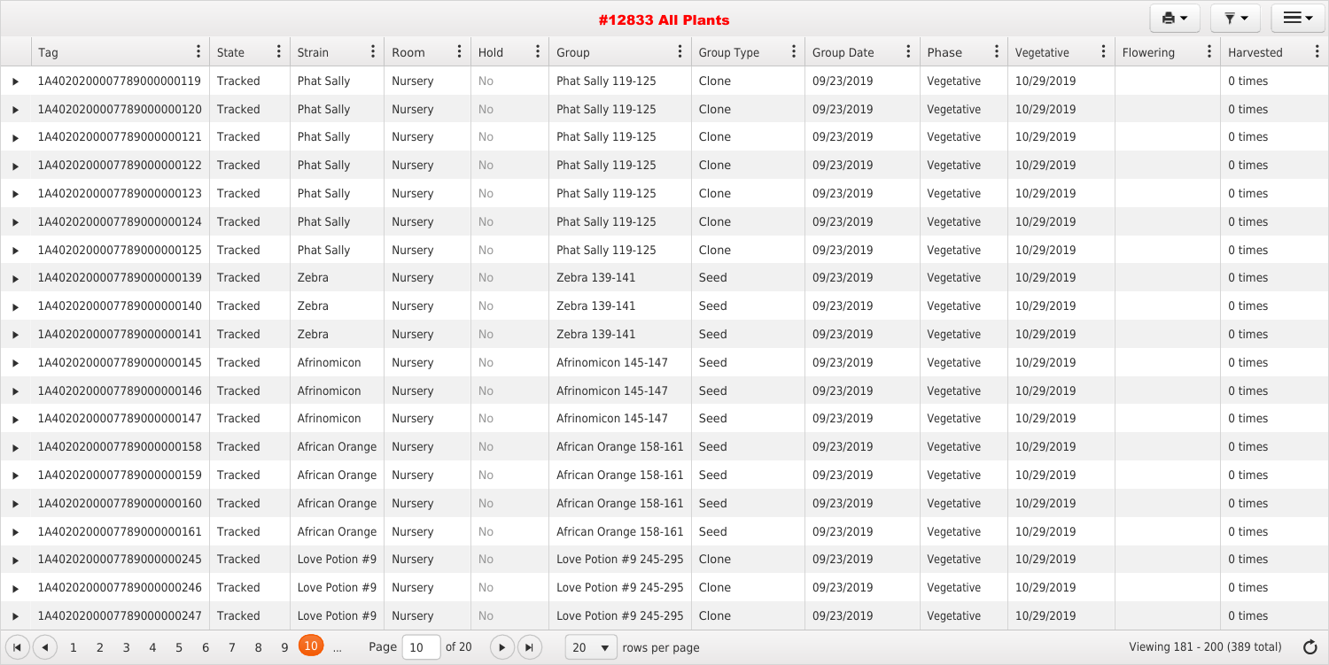# #12833 All Plants

| Tag | State | Strain | Room | Hold | Group | Group Type | Group Date | Phase | Vegetative | Flowering | Harvested |
|---|---|---|---|---|---|---|---|---|---|---|---|
| 1A4020200007789000000119 | Tracked | Phat Sally | Nursery | No | Phat Sally 119-125 | Clone | 09/23/2019 | Vegetative | 10/29/2019 | | 0 times |
| 1A4020200007789000000120 | Tracked | Phat Sally | Nursery | No | Phat Sally 119-125 | Clone | 09/23/2019 | Vegetative | 10/29/2019 | | 0 times |
| 1A4020200007789000000121 | Tracked | Phat Sally | Nursery | No | Phat Sally 119-125 | Clone | 09/23/2019 | Vegetative | 10/29/2019 | | 0 times |
| 1A4020200007789000000122 | Tracked | Phat Sally | Nursery | No | Phat Sally 119-125 | Clone | 09/23/2019 | Vegetative | 10/29/2019 | | 0 times |
| 1A4020200007789000000123 | Tracked | Phat Sally | Nursery | No | Phat Sally 119-125 | Clone | 09/23/2019 | Vegetative | 10/29/2019 | | 0 times |
| 1A4020200007789000000124 | Tracked | Phat Sally | Nursery | No | Phat Sally 119-125 | Clone | 09/23/2019 | Vegetative | 10/29/2019 | | 0 times |
| 1A4020200007789000000125 | Tracked | Phat Sally | Nursery | No | Phat Sally 119-125 | Clone | 09/23/2019 | Vegetative | 10/29/2019 | | 0 times |
| 1A4020200007789000000139 | Tracked | Zebra | Nursery | No | Zebra 139-141 | Seed | 09/23/2019 | Vegetative | 10/29/2019 | | 0 times |
| 1A4020200007789000000140 | Tracked | Zebra | Nursery | No | Zebra 139-141 | Seed | 09/23/2019 | Vegetative | 10/29/2019 | | 0 times |
| 1A4020200007789000000141 | Tracked | Zebra | Nursery | No | Zebra 139-141 | Seed | 09/23/2019 | Vegetative | 10/29/2019 | | 0 times |
| 1A4020200007789000000145 | Tracked | Afrinomicon | Nursery | No | Afrinomicon 145-147 | Seed | 09/23/2019 | Vegetative | 10/29/2019 | | 0 times |
| 1A4020200007789000000146 | Tracked | Afrinomicon | Nursery | No | Afrinomicon 145-147 | Seed | 09/23/2019 | Vegetative | 10/29/2019 | | 0 times |
| 1A4020200007789000000147 | Tracked | Afrinomicon | Nursery | No | Afrinomicon 145-147 | Seed | 09/23/2019 | Vegetative | 10/29/2019 | | 0 times |
| 1A4020200007789000000158 | Tracked | African Orange | Nursery | No | African Orange 158-161 | Seed | 09/23/2019 | Vegetative | 10/29/2019 | | 0 times |
| 1A4020200007789000000159 | Tracked | African Orange | Nursery | No | African Orange 158-161 | Seed | 09/23/2019 | Vegetative | 10/29/2019 | | 0 times |
| 1A4020200007789000000160 | Tracked | African Orange | Nursery | No | African Orange 158-161 | Seed | 09/23/2019 | Vegetative | 10/29/2019 | | 0 times |
| 1A4020200007789000000161 | Tracked | African Orange | Nursery | No | African Orange 158-161 | Seed | 09/23/2019 | Vegetative | 10/29/2019 | | 0 times |
| 1A4020200007789000000245 | Tracked | Love Potion #9 | Nursery | No | Love Potion #9 245-295 | Clone | 09/23/2019 | Vegetative | 10/29/2019 | | 0 times |
| 1A4020200007789000000246 | Tracked | Love Potion #9 | Nursery | No | Love Potion #9 245-295 | Clone | 09/23/2019 | Vegetative | 10/29/2019 | | 0 times |
| 1A4020200007789000000247 | Tracked | Love Potion #9 | Nursery | No | Love Potion #9 245-295 | Clone | 09/23/2019 | Vegetative | 10/29/2019 | | 0 times |

1 2 3 4 5 6 7 8 9 10 ... Page 10 of 20 — 20 rows per page — Viewing 181 - 200 (389 total)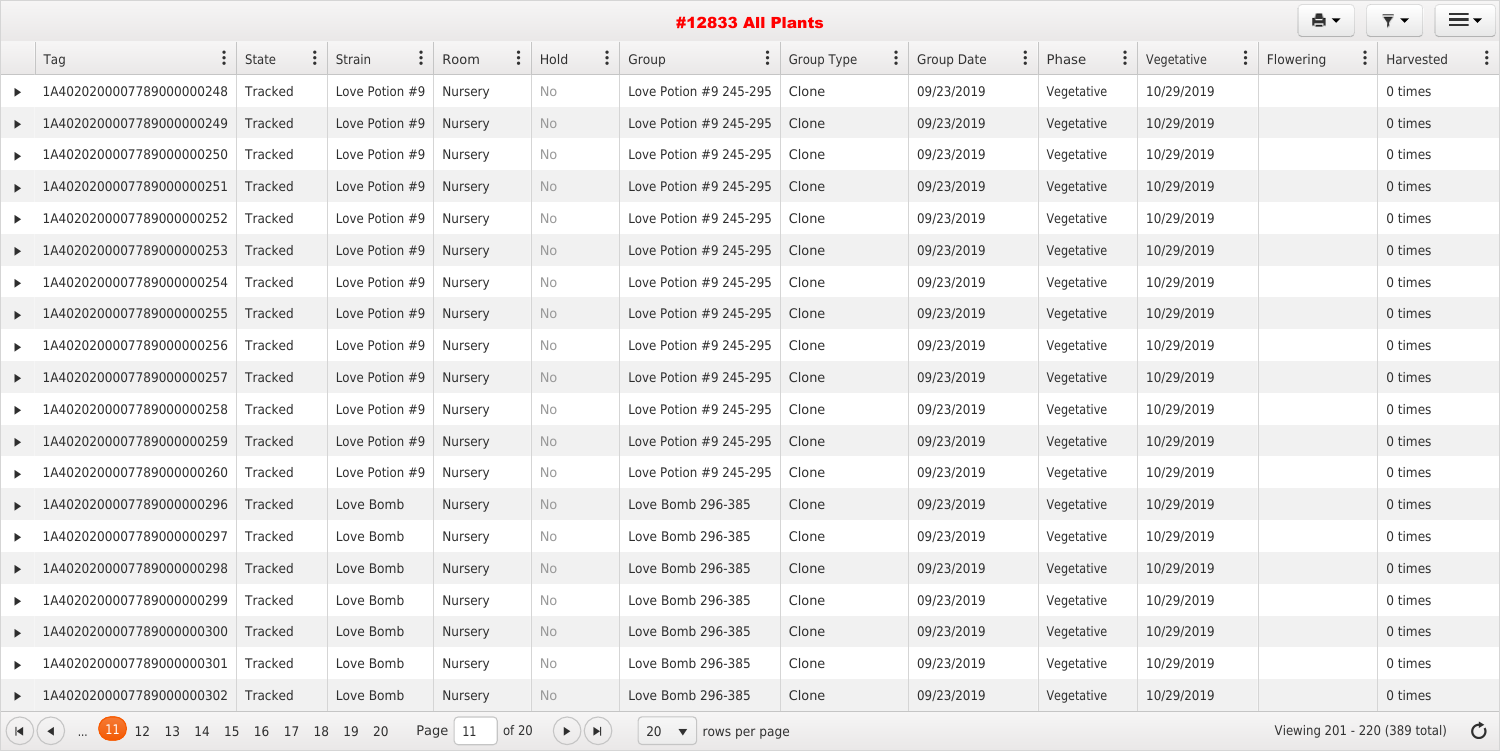# #12833 All Plants

| Tag | State | Strain | Room | Hold | Group | Group Type | Group Date | Phase | Vegetative | Flowering | Harvested |
|---|---|---|---|---|---|---|---|---|---|---|---|
| 1A4020200007789000000248 | Tracked | Love Potion #9 | Nursery | No | Love Potion #9 245-295 | Clone | 09/23/2019 | Vegetative | 10/29/2019 | | 0 times |
| 1A4020200007789000000249 | Tracked | Love Potion #9 | Nursery | No | Love Potion #9 245-295 | Clone | 09/23/2019 | Vegetative | 10/29/2019 | | 0 times |
| 1A4020200007789000000250 | Tracked | Love Potion #9 | Nursery | No | Love Potion #9 245-295 | Clone | 09/23/2019 | Vegetative | 10/29/2019 | | 0 times |
| 1A4020200007789000000251 | Tracked | Love Potion #9 | Nursery | No | Love Potion #9 245-295 | Clone | 09/23/2019 | Vegetative | 10/29/2019 | | 0 times |
| 1A4020200007789000000252 | Tracked | Love Potion #9 | Nursery | No | Love Potion #9 245-295 | Clone | 09/23/2019 | Vegetative | 10/29/2019 | | 0 times |
| 1A4020200007789000000253 | Tracked | Love Potion #9 | Nursery | No | Love Potion #9 245-295 | Clone | 09/23/2019 | Vegetative | 10/29/2019 | | 0 times |
| 1A4020200007789000000254 | Tracked | Love Potion #9 | Nursery | No | Love Potion #9 245-295 | Clone | 09/23/2019 | Vegetative | 10/29/2019 | | 0 times |
| 1A4020200007789000000255 | Tracked | Love Potion #9 | Nursery | No | Love Potion #9 245-295 | Clone | 09/23/2019 | Vegetative | 10/29/2019 | | 0 times |
| 1A4020200007789000000256 | Tracked | Love Potion #9 | Nursery | No | Love Potion #9 245-295 | Clone | 09/23/2019 | Vegetative | 10/29/2019 | | 0 times |
| 1A4020200007789000000257 | Tracked | Love Potion #9 | Nursery | No | Love Potion #9 245-295 | Clone | 09/23/2019 | Vegetative | 10/29/2019 | | 0 times |
| 1A4020200007789000000258 | Tracked | Love Potion #9 | Nursery | No | Love Potion #9 245-295 | Clone | 09/23/2019 | Vegetative | 10/29/2019 | | 0 times |
| 1A4020200007789000000259 | Tracked | Love Potion #9 | Nursery | No | Love Potion #9 245-295 | Clone | 09/23/2019 | Vegetative | 10/29/2019 | | 0 times |
| 1A4020200007789000000260 | Tracked | Love Potion #9 | Nursery | No | Love Potion #9 245-295 | Clone | 09/23/2019 | Vegetative | 10/29/2019 | | 0 times |
| 1A4020200007789000000296 | Tracked | Love Bomb | Nursery | No | Love Bomb 296-385 | Clone | 09/23/2019 | Vegetative | 10/29/2019 | | 0 times |
| 1A4020200007789000000297 | Tracked | Love Bomb | Nursery | No | Love Bomb 296-385 | Clone | 09/23/2019 | Vegetative | 10/29/2019 | | 0 times |
| 1A4020200007789000000298 | Tracked | Love Bomb | Nursery | No | Love Bomb 296-385 | Clone | 09/23/2019 | Vegetative | 10/29/2019 | | 0 times |
| 1A4020200007789000000299 | Tracked | Love Bomb | Nursery | No | Love Bomb 296-385 | Clone | 09/23/2019 | Vegetative | 10/29/2019 | | 0 times |
| 1A4020200007789000000300 | Tracked | Love Bomb | Nursery | No | Love Bomb 296-385 | Clone | 09/23/2019 | Vegetative | 10/29/2019 | | 0 times |
| 1A4020200007789000000301 | Tracked | Love Bomb | Nursery | No | Love Bomb 296-385 | Clone | 09/23/2019 | Vegetative | 10/29/2019 | | 0 times |
| 1A4020200007789000000302 | Tracked | Love Bomb | Nursery | No | Love Bomb 296-385 | Clone | 09/23/2019 | Vegetative | 10/29/2019 | | 0 times |

... 11 12 13 14 15 16 17 18 19 20 Page 11 of 20 | 20 rows per page | Viewing 201 - 220 (389 total)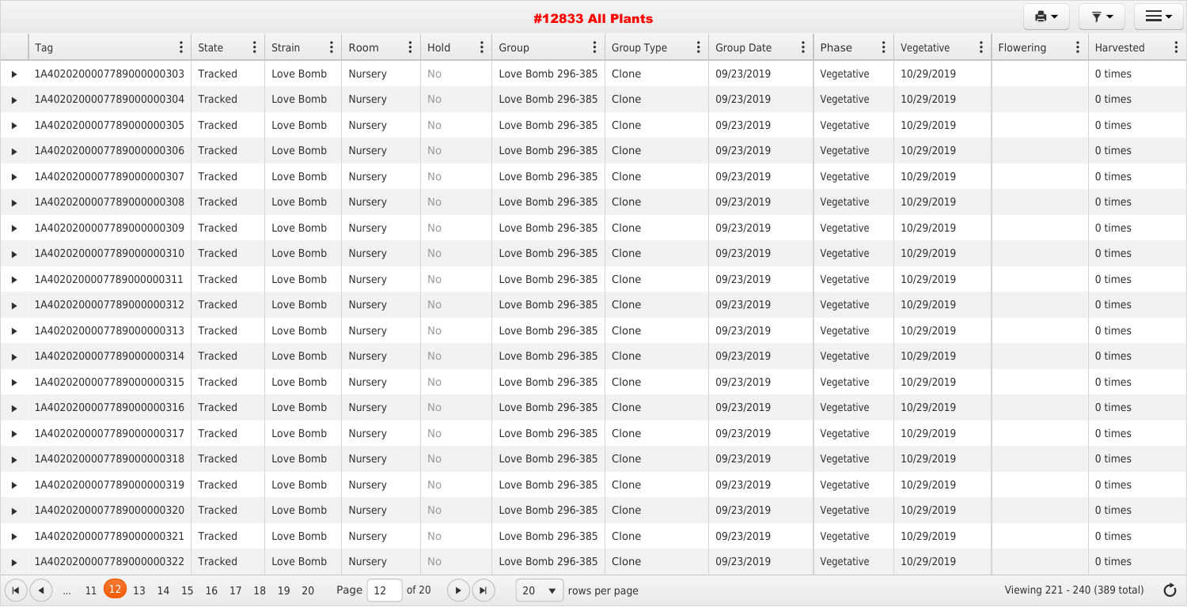# #12833 All Plants

| Tag | State | Strain | Room | Hold | Group | Group Type | Group Date | Phase | Vegetative | Flowering | Harvested |
|---|---|---|---|---|---|---|---|---|---|---|---|
| 1A4020200007789000000303 | Tracked | Love Bomb | Nursery | No | Love Bomb 296-385 | Clone | 09/23/2019 | Vegetative | 10/29/2019 | | 0 times |
| 1A4020200007789000000304 | Tracked | Love Bomb | Nursery | No | Love Bomb 296-385 | Clone | 09/23/2019 | Vegetative | 10/29/2019 | | 0 times |
| 1A4020200007789000000305 | Tracked | Love Bomb | Nursery | No | Love Bomb 296-385 | Clone | 09/23/2019 | Vegetative | 10/29/2019 | | 0 times |
| 1A4020200007789000000306 | Tracked | Love Bomb | Nursery | No | Love Bomb 296-385 | Clone | 09/23/2019 | Vegetative | 10/29/2019 | | 0 times |
| 1A4020200007789000000307 | Tracked | Love Bomb | Nursery | No | Love Bomb 296-385 | Clone | 09/23/2019 | Vegetative | 10/29/2019 | | 0 times |
| 1A4020200007789000000308 | Tracked | Love Bomb | Nursery | No | Love Bomb 296-385 | Clone | 09/23/2019 | Vegetative | 10/29/2019 | | 0 times |
| 1A4020200007789000000309 | Tracked | Love Bomb | Nursery | No | Love Bomb 296-385 | Clone | 09/23/2019 | Vegetative | 10/29/2019 | | 0 times |
| 1A4020200007789000000310 | Tracked | Love Bomb | Nursery | No | Love Bomb 296-385 | Clone | 09/23/2019 | Vegetative | 10/29/2019 | | 0 times |
| 1A4020200007789000000311 | Tracked | Love Bomb | Nursery | No | Love Bomb 296-385 | Clone | 09/23/2019 | Vegetative | 10/29/2019 | | 0 times |
| 1A4020200007789000000312 | Tracked | Love Bomb | Nursery | No | Love Bomb 296-385 | Clone | 09/23/2019 | Vegetative | 10/29/2019 | | 0 times |
| 1A4020200007789000000313 | Tracked | Love Bomb | Nursery | No | Love Bomb 296-385 | Clone | 09/23/2019 | Vegetative | 10/29/2019 | | 0 times |
| 1A4020200007789000000314 | Tracked | Love Bomb | Nursery | No | Love Bomb 296-385 | Clone | 09/23/2019 | Vegetative | 10/29/2019 | | 0 times |
| 1A4020200007789000000315 | Tracked | Love Bomb | Nursery | No | Love Bomb 296-385 | Clone | 09/23/2019 | Vegetative | 10/29/2019 | | 0 times |
| 1A4020200007789000000316 | Tracked | Love Bomb | Nursery | No | Love Bomb 296-385 | Clone | 09/23/2019 | Vegetative | 10/29/2019 | | 0 times |
| 1A4020200007789000000317 | Tracked | Love Bomb | Nursery | No | Love Bomb 296-385 | Clone | 09/23/2019 | Vegetative | 10/29/2019 | | 0 times |
| 1A4020200007789000000318 | Tracked | Love Bomb | Nursery | No | Love Bomb 296-385 | Clone | 09/23/2019 | Vegetative | 10/29/2019 | | 0 times |
| 1A4020200007789000000319 | Tracked | Love Bomb | Nursery | No | Love Bomb 296-385 | Clone | 09/23/2019 | Vegetative | 10/29/2019 | | 0 times |
| 1A4020200007789000000320 | Tracked | Love Bomb | Nursery | No | Love Bomb 296-385 | Clone | 09/23/2019 | Vegetative | 10/29/2019 | | 0 times |
| 1A4020200007789000000321 | Tracked | Love Bomb | Nursery | No | Love Bomb 296-385 | Clone | 09/23/2019 | Vegetative | 10/29/2019 | | 0 times |
| 1A4020200007789000000322 | Tracked | Love Bomb | Nursery | No | Love Bomb 296-385 | Clone | 09/23/2019 | Vegetative | 10/29/2019 | | 0 times |

... 11 **12** 13 14 15 16 17 18 19 20 Page 12 of 20 | 20 rows per page | Viewing 221 - 240 (389 total)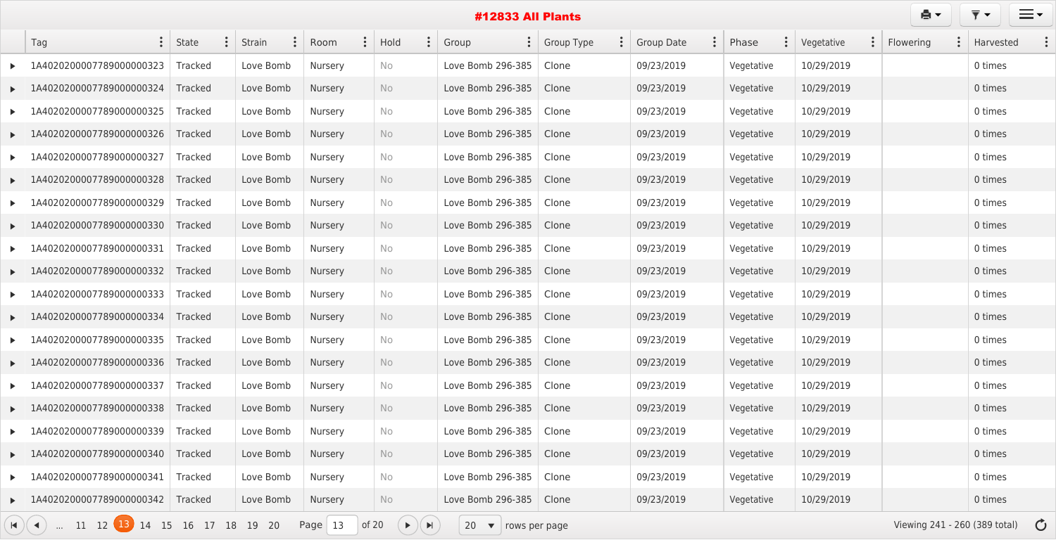## #12833 All Plants

| Tag | State | Strain | Room | Hold | Group | Group Type | Group Date | Phase | Vegetative | Flowering | Harvested |
|---|---|---|---|---|---|---|---|---|---|---|---|
| 1A4020200007789000000323 | Tracked | Love Bomb | Nursery | No | Love Bomb 296-385 | Clone | 09/23/2019 | Vegetative | 10/29/2019 | | 0 times |
| 1A4020200007789000000324 | Tracked | Love Bomb | Nursery | No | Love Bomb 296-385 | Clone | 09/23/2019 | Vegetative | 10/29/2019 | | 0 times |
| 1A4020200007789000000325 | Tracked | Love Bomb | Nursery | No | Love Bomb 296-385 | Clone | 09/23/2019 | Vegetative | 10/29/2019 | | 0 times |
| 1A4020200007789000000326 | Tracked | Love Bomb | Nursery | No | Love Bomb 296-385 | Clone | 09/23/2019 | Vegetative | 10/29/2019 | | 0 times |
| 1A4020200007789000000327 | Tracked | Love Bomb | Nursery | No | Love Bomb 296-385 | Clone | 09/23/2019 | Vegetative | 10/29/2019 | | 0 times |
| 1A4020200007789000000328 | Tracked | Love Bomb | Nursery | No | Love Bomb 296-385 | Clone | 09/23/2019 | Vegetative | 10/29/2019 | | 0 times |
| 1A4020200007789000000329 | Tracked | Love Bomb | Nursery | No | Love Bomb 296-385 | Clone | 09/23/2019 | Vegetative | 10/29/2019 | | 0 times |
| 1A4020200007789000000330 | Tracked | Love Bomb | Nursery | No | Love Bomb 296-385 | Clone | 09/23/2019 | Vegetative | 10/29/2019 | | 0 times |
| 1A4020200007789000000331 | Tracked | Love Bomb | Nursery | No | Love Bomb 296-385 | Clone | 09/23/2019 | Vegetative | 10/29/2019 | | 0 times |
| 1A4020200007789000000332 | Tracked | Love Bomb | Nursery | No | Love Bomb 296-385 | Clone | 09/23/2019 | Vegetative | 10/29/2019 | | 0 times |
| 1A4020200007789000000333 | Tracked | Love Bomb | Nursery | No | Love Bomb 296-385 | Clone | 09/23/2019 | Vegetative | 10/29/2019 | | 0 times |
| 1A4020200007789000000334 | Tracked | Love Bomb | Nursery | No | Love Bomb 296-385 | Clone | 09/23/2019 | Vegetative | 10/29/2019 | | 0 times |
| 1A4020200007789000000335 | Tracked | Love Bomb | Nursery | No | Love Bomb 296-385 | Clone | 09/23/2019 | Vegetative | 10/29/2019 | | 0 times |
| 1A4020200007789000000336 | Tracked | Love Bomb | Nursery | No | Love Bomb 296-385 | Clone | 09/23/2019 | Vegetative | 10/29/2019 | | 0 times |
| 1A4020200007789000000337 | Tracked | Love Bomb | Nursery | No | Love Bomb 296-385 | Clone | 09/23/2019 | Vegetative | 10/29/2019 | | 0 times |
| 1A4020200007789000000338 | Tracked | Love Bomb | Nursery | No | Love Bomb 296-385 | Clone | 09/23/2019 | Vegetative | 10/29/2019 | | 0 times |
| 1A4020200007789000000339 | Tracked | Love Bomb | Nursery | No | Love Bomb 296-385 | Clone | 09/23/2019 | Vegetative | 10/29/2019 | | 0 times |
| 1A4020200007789000000340 | Tracked | Love Bomb | Nursery | No | Love Bomb 296-385 | Clone | 09/23/2019 | Vegetative | 10/29/2019 | | 0 times |
| 1A4020200007789000000341 | Tracked | Love Bomb | Nursery | No | Love Bomb 296-385 | Clone | 09/23/2019 | Vegetative | 10/29/2019 | | 0 times |
| 1A4020200007789000000342 | Tracked | Love Bomb | Nursery | No | Love Bomb 296-385 | Clone | 09/23/2019 | Vegetative | 10/29/2019 | | 0 times |

... 11 12 13 14 15 16 17 18 19 20 Page 13 of 20 — 20 rows per page — Viewing 241 - 260 (389 total)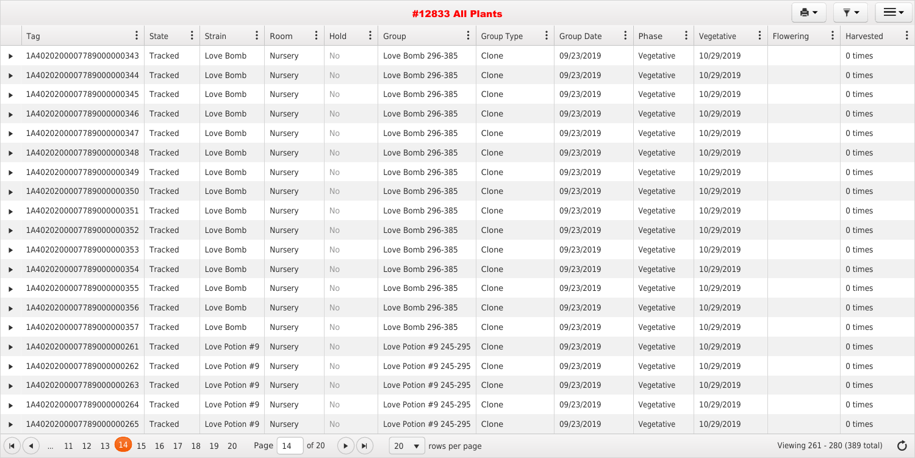# #12833 All Plants

| Tag | State | Strain | Room | Hold | Group | Group Type | Group Date | Phase | Vegetative | Flowering | Harvested |
|---|---|---|---|---|---|---|---|---|---|---|---|
| 1A4020200007789000000343 | Tracked | Love Bomb | Nursery | No | Love Bomb 296-385 | Clone | 09/23/2019 | Vegetative | 10/29/2019 | | 0 times |
| 1A4020200007789000000344 | Tracked | Love Bomb | Nursery | No | Love Bomb 296-385 | Clone | 09/23/2019 | Vegetative | 10/29/2019 | | 0 times |
| 1A4020200007789000000345 | Tracked | Love Bomb | Nursery | No | Love Bomb 296-385 | Clone | 09/23/2019 | Vegetative | 10/29/2019 | | 0 times |
| 1A4020200007789000000346 | Tracked | Love Bomb | Nursery | No | Love Bomb 296-385 | Clone | 09/23/2019 | Vegetative | 10/29/2019 | | 0 times |
| 1A4020200007789000000347 | Tracked | Love Bomb | Nursery | No | Love Bomb 296-385 | Clone | 09/23/2019 | Vegetative | 10/29/2019 | | 0 times |
| 1A4020200007789000000348 | Tracked | Love Bomb | Nursery | No | Love Bomb 296-385 | Clone | 09/23/2019 | Vegetative | 10/29/2019 | | 0 times |
| 1A4020200007789000000349 | Tracked | Love Bomb | Nursery | No | Love Bomb 296-385 | Clone | 09/23/2019 | Vegetative | 10/29/2019 | | 0 times |
| 1A4020200007789000000350 | Tracked | Love Bomb | Nursery | No | Love Bomb 296-385 | Clone | 09/23/2019 | Vegetative | 10/29/2019 | | 0 times |
| 1A4020200007789000000351 | Tracked | Love Bomb | Nursery | No | Love Bomb 296-385 | Clone | 09/23/2019 | Vegetative | 10/29/2019 | | 0 times |
| 1A4020200007789000000352 | Tracked | Love Bomb | Nursery | No | Love Bomb 296-385 | Clone | 09/23/2019 | Vegetative | 10/29/2019 | | 0 times |
| 1A4020200007789000000353 | Tracked | Love Bomb | Nursery | No | Love Bomb 296-385 | Clone | 09/23/2019 | Vegetative | 10/29/2019 | | 0 times |
| 1A4020200007789000000354 | Tracked | Love Bomb | Nursery | No | Love Bomb 296-385 | Clone | 09/23/2019 | Vegetative | 10/29/2019 | | 0 times |
| 1A4020200007789000000355 | Tracked | Love Bomb | Nursery | No | Love Bomb 296-385 | Clone | 09/23/2019 | Vegetative | 10/29/2019 | | 0 times |
| 1A4020200007789000000356 | Tracked | Love Bomb | Nursery | No | Love Bomb 296-385 | Clone | 09/23/2019 | Vegetative | 10/29/2019 | | 0 times |
| 1A4020200007789000000357 | Tracked | Love Bomb | Nursery | No | Love Bomb 296-385 | Clone | 09/23/2019 | Vegetative | 10/29/2019 | | 0 times |
| 1A4020200007789000000261 | Tracked | Love Potion #9 | Nursery | No | Love Potion #9 245-295 | Clone | 09/23/2019 | Vegetative | 10/29/2019 | | 0 times |
| 1A4020200007789000000262 | Tracked | Love Potion #9 | Nursery | No | Love Potion #9 245-295 | Clone | 09/23/2019 | Vegetative | 10/29/2019 | | 0 times |
| 1A4020200007789000000263 | Tracked | Love Potion #9 | Nursery | No | Love Potion #9 245-295 | Clone | 09/23/2019 | Vegetative | 10/29/2019 | | 0 times |
| 1A4020200007789000000264 | Tracked | Love Potion #9 | Nursery | No | Love Potion #9 245-295 | Clone | 09/23/2019 | Vegetative | 10/29/2019 | | 0 times |
| 1A4020200007789000000265 | Tracked | Love Potion #9 | Nursery | No | Love Potion #9 245-295 | Clone | 09/23/2019 | Vegetative | 10/29/2019 | | 0 times |

... 11 12 13 14 15 16 17 18 19 20 Page 14 of 20 | 20 rows per page | Viewing 261 - 280 (389 total)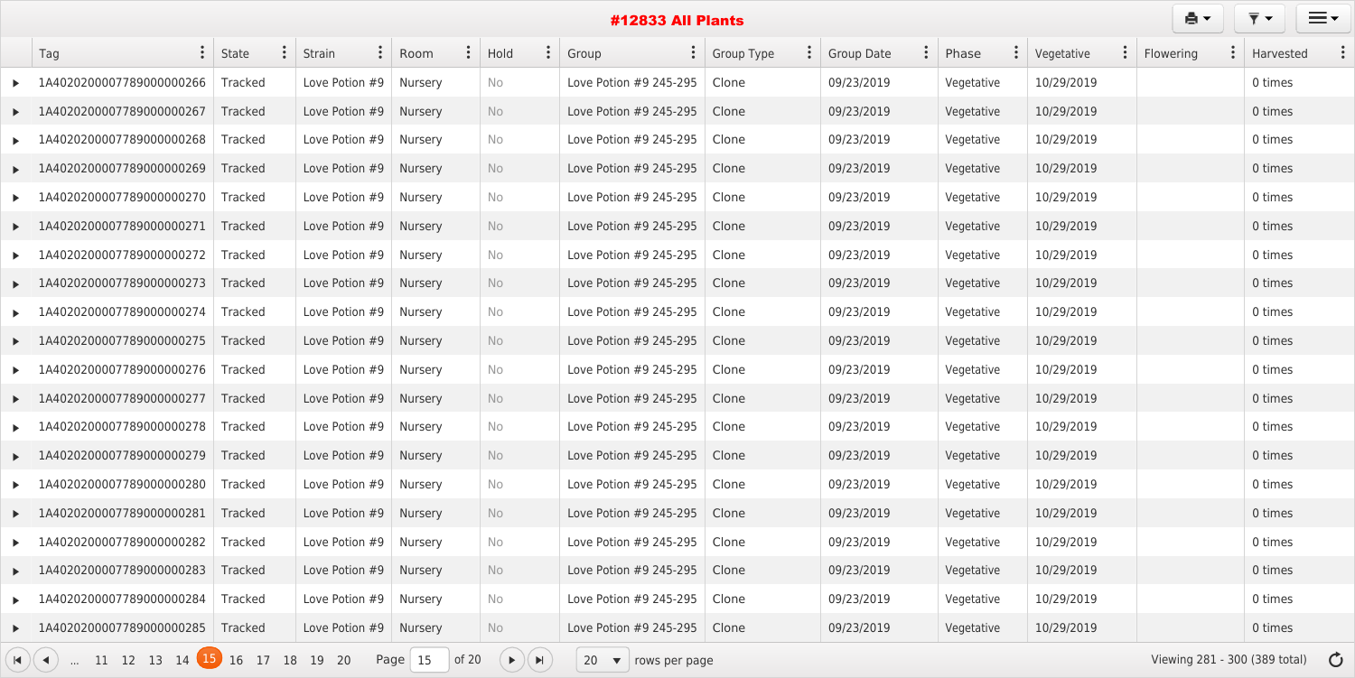# #12833 All Plants

| Tag | State | Strain | Room | Hold | Group | Group Type | Group Date | Phase | Vegetative | Flowering | Harvested |
|---|---|---|---|---|---|---|---|---|---|---|---|
| 1A4020200007789000000266 | Tracked | Love Potion #9 | Nursery | No | Love Potion #9 245-295 | Clone | 09/23/2019 | Vegetative | 10/29/2019 | | 0 times |
| 1A4020200007789000000267 | Tracked | Love Potion #9 | Nursery | No | Love Potion #9 245-295 | Clone | 09/23/2019 | Vegetative | 10/29/2019 | | 0 times |
| 1A4020200007789000000268 | Tracked | Love Potion #9 | Nursery | No | Love Potion #9 245-295 | Clone | 09/23/2019 | Vegetative | 10/29/2019 | | 0 times |
| 1A4020200007789000000269 | Tracked | Love Potion #9 | Nursery | No | Love Potion #9 245-295 | Clone | 09/23/2019 | Vegetative | 10/29/2019 | | 0 times |
| 1A4020200007789000000270 | Tracked | Love Potion #9 | Nursery | No | Love Potion #9 245-295 | Clone | 09/23/2019 | Vegetative | 10/29/2019 | | 0 times |
| 1A4020200007789000000271 | Tracked | Love Potion #9 | Nursery | No | Love Potion #9 245-295 | Clone | 09/23/2019 | Vegetative | 10/29/2019 | | 0 times |
| 1A4020200007789000000272 | Tracked | Love Potion #9 | Nursery | No | Love Potion #9 245-295 | Clone | 09/23/2019 | Vegetative | 10/29/2019 | | 0 times |
| 1A4020200007789000000273 | Tracked | Love Potion #9 | Nursery | No | Love Potion #9 245-295 | Clone | 09/23/2019 | Vegetative | 10/29/2019 | | 0 times |
| 1A4020200007789000000274 | Tracked | Love Potion #9 | Nursery | No | Love Potion #9 245-295 | Clone | 09/23/2019 | Vegetative | 10/29/2019 | | 0 times |
| 1A4020200007789000000275 | Tracked | Love Potion #9 | Nursery | No | Love Potion #9 245-295 | Clone | 09/23/2019 | Vegetative | 10/29/2019 | | 0 times |
| 1A4020200007789000000276 | Tracked | Love Potion #9 | Nursery | No | Love Potion #9 245-295 | Clone | 09/23/2019 | Vegetative | 10/29/2019 | | 0 times |
| 1A4020200007789000000277 | Tracked | Love Potion #9 | Nursery | No | Love Potion #9 245-295 | Clone | 09/23/2019 | Vegetative | 10/29/2019 | | 0 times |
| 1A4020200007789000000278 | Tracked | Love Potion #9 | Nursery | No | Love Potion #9 245-295 | Clone | 09/23/2019 | Vegetative | 10/29/2019 | | 0 times |
| 1A4020200007789000000279 | Tracked | Love Potion #9 | Nursery | No | Love Potion #9 245-295 | Clone | 09/23/2019 | Vegetative | 10/29/2019 | | 0 times |
| 1A4020200007789000000280 | Tracked | Love Potion #9 | Nursery | No | Love Potion #9 245-295 | Clone | 09/23/2019 | Vegetative | 10/29/2019 | | 0 times |
| 1A4020200007789000000281 | Tracked | Love Potion #9 | Nursery | No | Love Potion #9 245-295 | Clone | 09/23/2019 | Vegetative | 10/29/2019 | | 0 times |
| 1A4020200007789000000282 | Tracked | Love Potion #9 | Nursery | No | Love Potion #9 245-295 | Clone | 09/23/2019 | Vegetative | 10/29/2019 | | 0 times |
| 1A4020200007789000000283 | Tracked | Love Potion #9 | Nursery | No | Love Potion #9 245-295 | Clone | 09/23/2019 | Vegetative | 10/29/2019 | | 0 times |
| 1A4020200007789000000284 | Tracked | Love Potion #9 | Nursery | No | Love Potion #9 245-295 | Clone | 09/23/2019 | Vegetative | 10/29/2019 | | 0 times |
| 1A4020200007789000000285 | Tracked | Love Potion #9 | Nursery | No | Love Potion #9 245-295 | Clone | 09/23/2019 | Vegetative | 10/29/2019 | | 0 times |

... 11 12 13 14 15 16 17 18 19 20 Page 15 of 20 | 20 rows per page | Viewing 281 - 300 (389 total)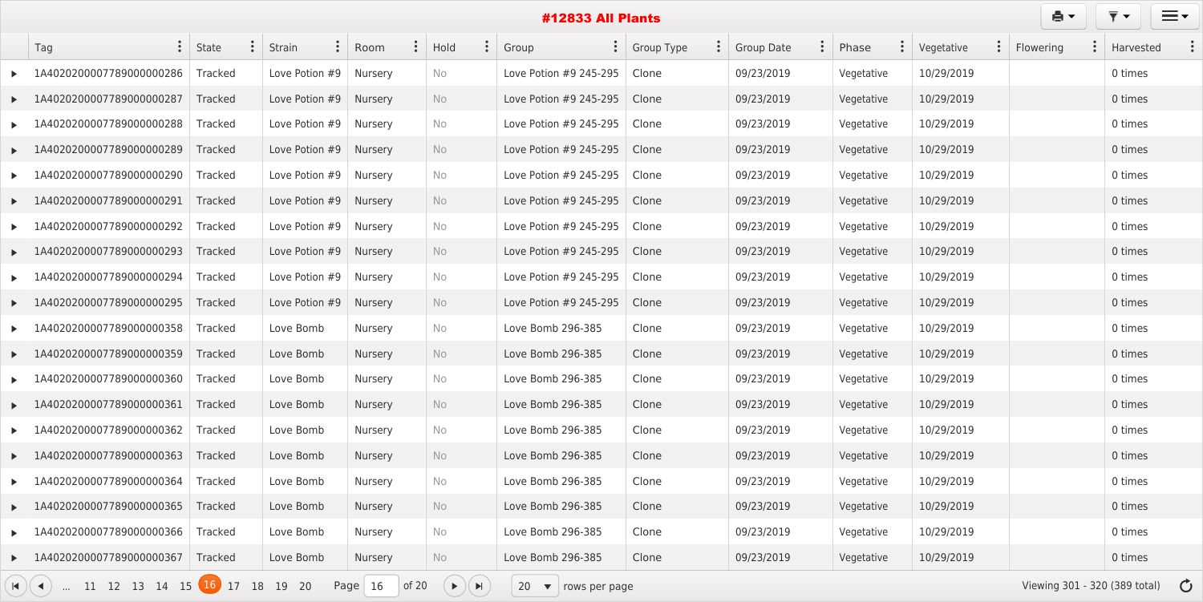# #12833 All Plants

| Tag | State | Strain | Room | Hold | Group | Group Type | Group Date | Phase | Vegetative | Flowering | Harvested |
|---|---|---|---|---|---|---|---|---|---|---|---|
| 1A4020200007789000000286 | Tracked | Love Potion #9 | Nursery | No | Love Potion #9 245-295 | Clone | 09/23/2019 | Vegetative | 10/29/2019 | | 0 times |
| 1A4020200007789000000287 | Tracked | Love Potion #9 | Nursery | No | Love Potion #9 245-295 | Clone | 09/23/2019 | Vegetative | 10/29/2019 | | 0 times |
| 1A4020200007789000000288 | Tracked | Love Potion #9 | Nursery | No | Love Potion #9 245-295 | Clone | 09/23/2019 | Vegetative | 10/29/2019 | | 0 times |
| 1A4020200007789000000289 | Tracked | Love Potion #9 | Nursery | No | Love Potion #9 245-295 | Clone | 09/23/2019 | Vegetative | 10/29/2019 | | 0 times |
| 1A4020200007789000000290 | Tracked | Love Potion #9 | Nursery | No | Love Potion #9 245-295 | Clone | 09/23/2019 | Vegetative | 10/29/2019 | | 0 times |
| 1A4020200007789000000291 | Tracked | Love Potion #9 | Nursery | No | Love Potion #9 245-295 | Clone | 09/23/2019 | Vegetative | 10/29/2019 | | 0 times |
| 1A4020200007789000000292 | Tracked | Love Potion #9 | Nursery | No | Love Potion #9 245-295 | Clone | 09/23/2019 | Vegetative | 10/29/2019 | | 0 times |
| 1A4020200007789000000293 | Tracked | Love Potion #9 | Nursery | No | Love Potion #9 245-295 | Clone | 09/23/2019 | Vegetative | 10/29/2019 | | 0 times |
| 1A4020200007789000000294 | Tracked | Love Potion #9 | Nursery | No | Love Potion #9 245-295 | Clone | 09/23/2019 | Vegetative | 10/29/2019 | | 0 times |
| 1A4020200007789000000295 | Tracked | Love Potion #9 | Nursery | No | Love Potion #9 245-295 | Clone | 09/23/2019 | Vegetative | 10/29/2019 | | 0 times |
| 1A4020200007789000000358 | Tracked | Love Bomb | Nursery | No | Love Bomb 296-385 | Clone | 09/23/2019 | Vegetative | 10/29/2019 | | 0 times |
| 1A4020200007789000000359 | Tracked | Love Bomb | Nursery | No | Love Bomb 296-385 | Clone | 09/23/2019 | Vegetative | 10/29/2019 | | 0 times |
| 1A4020200007789000000360 | Tracked | Love Bomb | Nursery | No | Love Bomb 296-385 | Clone | 09/23/2019 | Vegetative | 10/29/2019 | | 0 times |
| 1A4020200007789000000361 | Tracked | Love Bomb | Nursery | No | Love Bomb 296-385 | Clone | 09/23/2019 | Vegetative | 10/29/2019 | | 0 times |
| 1A4020200007789000000362 | Tracked | Love Bomb | Nursery | No | Love Bomb 296-385 | Clone | 09/23/2019 | Vegetative | 10/29/2019 | | 0 times |
| 1A4020200007789000000363 | Tracked | Love Bomb | Nursery | No | Love Bomb 296-385 | Clone | 09/23/2019 | Vegetative | 10/29/2019 | | 0 times |
| 1A4020200007789000000364 | Tracked | Love Bomb | Nursery | No | Love Bomb 296-385 | Clone | 09/23/2019 | Vegetative | 10/29/2019 | | 0 times |
| 1A4020200007789000000365 | Tracked | Love Bomb | Nursery | No | Love Bomb 296-385 | Clone | 09/23/2019 | Vegetative | 10/29/2019 | | 0 times |
| 1A4020200007789000000366 | Tracked | Love Bomb | Nursery | No | Love Bomb 296-385 | Clone | 09/23/2019 | Vegetative | 10/29/2019 | | 0 times |
| 1A4020200007789000000367 | Tracked | Love Bomb | Nursery | No | Love Bomb 296-385 | Clone | 09/23/2019 | Vegetative | 10/29/2019 | | 0 times |

... 11 12 13 14 15 16 17 18 19 20 Page 16 of 20 | 20 rows per page | Viewing 301 - 320 (389 total)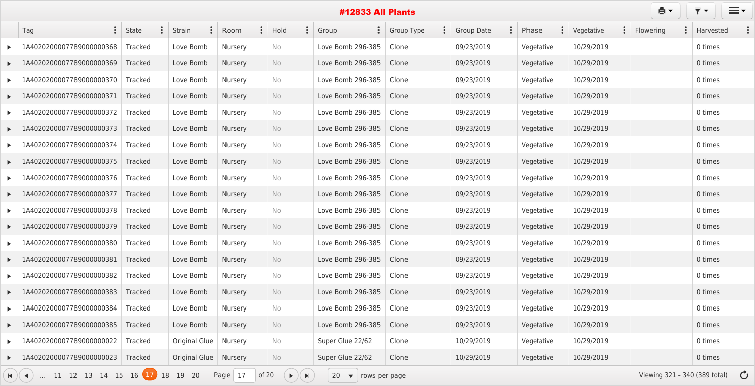# #12833 All Plants

| Tag | State | Strain | Room | Hold | Group | Group Type | Group Date | Phase | Vegetative | Flowering | Harvested |
|---|---|---|---|---|---|---|---|---|---|---|---|
| 1A4020200007789000000368 | Tracked | Love Bomb | Nursery | No | Love Bomb 296-385 | Clone | 09/23/2019 | Vegetative | 10/29/2019 | | 0 times |
| 1A4020200007789000000369 | Tracked | Love Bomb | Nursery | No | Love Bomb 296-385 | Clone | 09/23/2019 | Vegetative | 10/29/2019 | | 0 times |
| 1A4020200007789000000370 | Tracked | Love Bomb | Nursery | No | Love Bomb 296-385 | Clone | 09/23/2019 | Vegetative | 10/29/2019 | | 0 times |
| 1A4020200007789000000371 | Tracked | Love Bomb | Nursery | No | Love Bomb 296-385 | Clone | 09/23/2019 | Vegetative | 10/29/2019 | | 0 times |
| 1A4020200007789000000372 | Tracked | Love Bomb | Nursery | No | Love Bomb 296-385 | Clone | 09/23/2019 | Vegetative | 10/29/2019 | | 0 times |
| 1A4020200007789000000373 | Tracked | Love Bomb | Nursery | No | Love Bomb 296-385 | Clone | 09/23/2019 | Vegetative | 10/29/2019 | | 0 times |
| 1A4020200007789000000374 | Tracked | Love Bomb | Nursery | No | Love Bomb 296-385 | Clone | 09/23/2019 | Vegetative | 10/29/2019 | | 0 times |
| 1A4020200007789000000375 | Tracked | Love Bomb | Nursery | No | Love Bomb 296-385 | Clone | 09/23/2019 | Vegetative | 10/29/2019 | | 0 times |
| 1A4020200007789000000376 | Tracked | Love Bomb | Nursery | No | Love Bomb 296-385 | Clone | 09/23/2019 | Vegetative | 10/29/2019 | | 0 times |
| 1A4020200007789000000377 | Tracked | Love Bomb | Nursery | No | Love Bomb 296-385 | Clone | 09/23/2019 | Vegetative | 10/29/2019 | | 0 times |
| 1A4020200007789000000378 | Tracked | Love Bomb | Nursery | No | Love Bomb 296-385 | Clone | 09/23/2019 | Vegetative | 10/29/2019 | | 0 times |
| 1A4020200007789000000379 | Tracked | Love Bomb | Nursery | No | Love Bomb 296-385 | Clone | 09/23/2019 | Vegetative | 10/29/2019 | | 0 times |
| 1A4020200007789000000380 | Tracked | Love Bomb | Nursery | No | Love Bomb 296-385 | Clone | 09/23/2019 | Vegetative | 10/29/2019 | | 0 times |
| 1A4020200007789000000381 | Tracked | Love Bomb | Nursery | No | Love Bomb 296-385 | Clone | 09/23/2019 | Vegetative | 10/29/2019 | | 0 times |
| 1A4020200007789000000382 | Tracked | Love Bomb | Nursery | No | Love Bomb 296-385 | Clone | 09/23/2019 | Vegetative | 10/29/2019 | | 0 times |
| 1A4020200007789000000383 | Tracked | Love Bomb | Nursery | No | Love Bomb 296-385 | Clone | 09/23/2019 | Vegetative | 10/29/2019 | | 0 times |
| 1A4020200007789000000384 | Tracked | Love Bomb | Nursery | No | Love Bomb 296-385 | Clone | 09/23/2019 | Vegetative | 10/29/2019 | | 0 times |
| 1A4020200007789000000385 | Tracked | Love Bomb | Nursery | No | Love Bomb 296-385 | Clone | 09/23/2019 | Vegetative | 10/29/2019 | | 0 times |
| 1A4020200007789000000022 | Tracked | Original Glue | Nursery | No | Super Glue 22/62 | Clone | 10/29/2019 | Vegetative | 10/29/2019 | | 0 times |
| 1A4020200007789000000023 | Tracked | Original Glue | Nursery | No | Super Glue 22/62 | Clone | 10/29/2019 | Vegetative | 10/29/2019 | | 0 times |

... 11 12 13 14 15 16 17 18 19 20 Page 17 of 20 | 20 rows per page | Viewing 321 - 340 (389 total)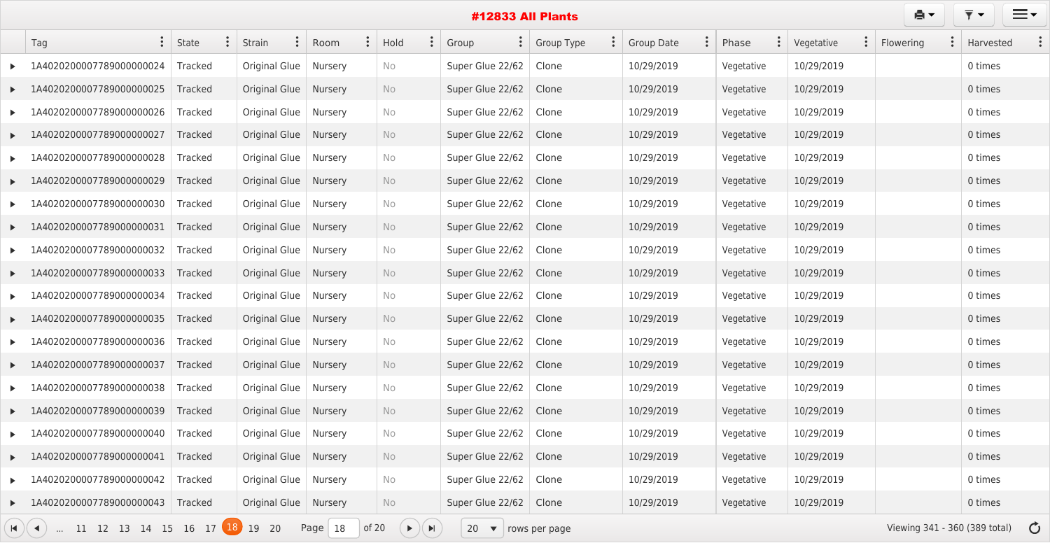# #12833 All Plants

| Tag | State | Strain | Room | Hold | Group | Group Type | Group Date | Phase | Vegetative | Flowering | Harvested |
|---|---|---|---|---|---|---|---|---|---|---|---|
| 1A4020200007789000000024 | Tracked | Original Glue | Nursery | No | Super Glue 22/62 | Clone | 10/29/2019 | Vegetative | 10/29/2019 | | 0 times |
| 1A4020200007789000000025 | Tracked | Original Glue | Nursery | No | Super Glue 22/62 | Clone | 10/29/2019 | Vegetative | 10/29/2019 | | 0 times |
| 1A4020200007789000000026 | Tracked | Original Glue | Nursery | No | Super Glue 22/62 | Clone | 10/29/2019 | Vegetative | 10/29/2019 | | 0 times |
| 1A4020200007789000000027 | Tracked | Original Glue | Nursery | No | Super Glue 22/62 | Clone | 10/29/2019 | Vegetative | 10/29/2019 | | 0 times |
| 1A4020200007789000000028 | Tracked | Original Glue | Nursery | No | Super Glue 22/62 | Clone | 10/29/2019 | Vegetative | 10/29/2019 | | 0 times |
| 1A4020200007789000000029 | Tracked | Original Glue | Nursery | No | Super Glue 22/62 | Clone | 10/29/2019 | Vegetative | 10/29/2019 | | 0 times |
| 1A4020200007789000000030 | Tracked | Original Glue | Nursery | No | Super Glue 22/62 | Clone | 10/29/2019 | Vegetative | 10/29/2019 | | 0 times |
| 1A4020200007789000000031 | Tracked | Original Glue | Nursery | No | Super Glue 22/62 | Clone | 10/29/2019 | Vegetative | 10/29/2019 | | 0 times |
| 1A4020200007789000000032 | Tracked | Original Glue | Nursery | No | Super Glue 22/62 | Clone | 10/29/2019 | Vegetative | 10/29/2019 | | 0 times |
| 1A4020200007789000000033 | Tracked | Original Glue | Nursery | No | Super Glue 22/62 | Clone | 10/29/2019 | Vegetative | 10/29/2019 | | 0 times |
| 1A4020200007789000000034 | Tracked | Original Glue | Nursery | No | Super Glue 22/62 | Clone | 10/29/2019 | Vegetative | 10/29/2019 | | 0 times |
| 1A4020200007789000000035 | Tracked | Original Glue | Nursery | No | Super Glue 22/62 | Clone | 10/29/2019 | Vegetative | 10/29/2019 | | 0 times |
| 1A4020200007789000000036 | Tracked | Original Glue | Nursery | No | Super Glue 22/62 | Clone | 10/29/2019 | Vegetative | 10/29/2019 | | 0 times |
| 1A4020200007789000000037 | Tracked | Original Glue | Nursery | No | Super Glue 22/62 | Clone | 10/29/2019 | Vegetative | 10/29/2019 | | 0 times |
| 1A4020200007789000000038 | Tracked | Original Glue | Nursery | No | Super Glue 22/62 | Clone | 10/29/2019 | Vegetative | 10/29/2019 | | 0 times |
| 1A4020200007789000000039 | Tracked | Original Glue | Nursery | No | Super Glue 22/62 | Clone | 10/29/2019 | Vegetative | 10/29/2019 | | 0 times |
| 1A4020200007789000000040 | Tracked | Original Glue | Nursery | No | Super Glue 22/62 | Clone | 10/29/2019 | Vegetative | 10/29/2019 | | 0 times |
| 1A4020200007789000000041 | Tracked | Original Glue | Nursery | No | Super Glue 22/62 | Clone | 10/29/2019 | Vegetative | 10/29/2019 | | 0 times |
| 1A4020200007789000000042 | Tracked | Original Glue | Nursery | No | Super Glue 22/62 | Clone | 10/29/2019 | Vegetative | 10/29/2019 | | 0 times |
| 1A4020200007789000000043 | Tracked | Original Glue | Nursery | No | Super Glue 22/62 | Clone | 10/29/2019 | Vegetative | 10/29/2019 | | 0 times |

... 11 12 13 14 15 16 17 18 19 20 Page 18 of 20 — 20 rows per page — Viewing 341 - 360 (389 total)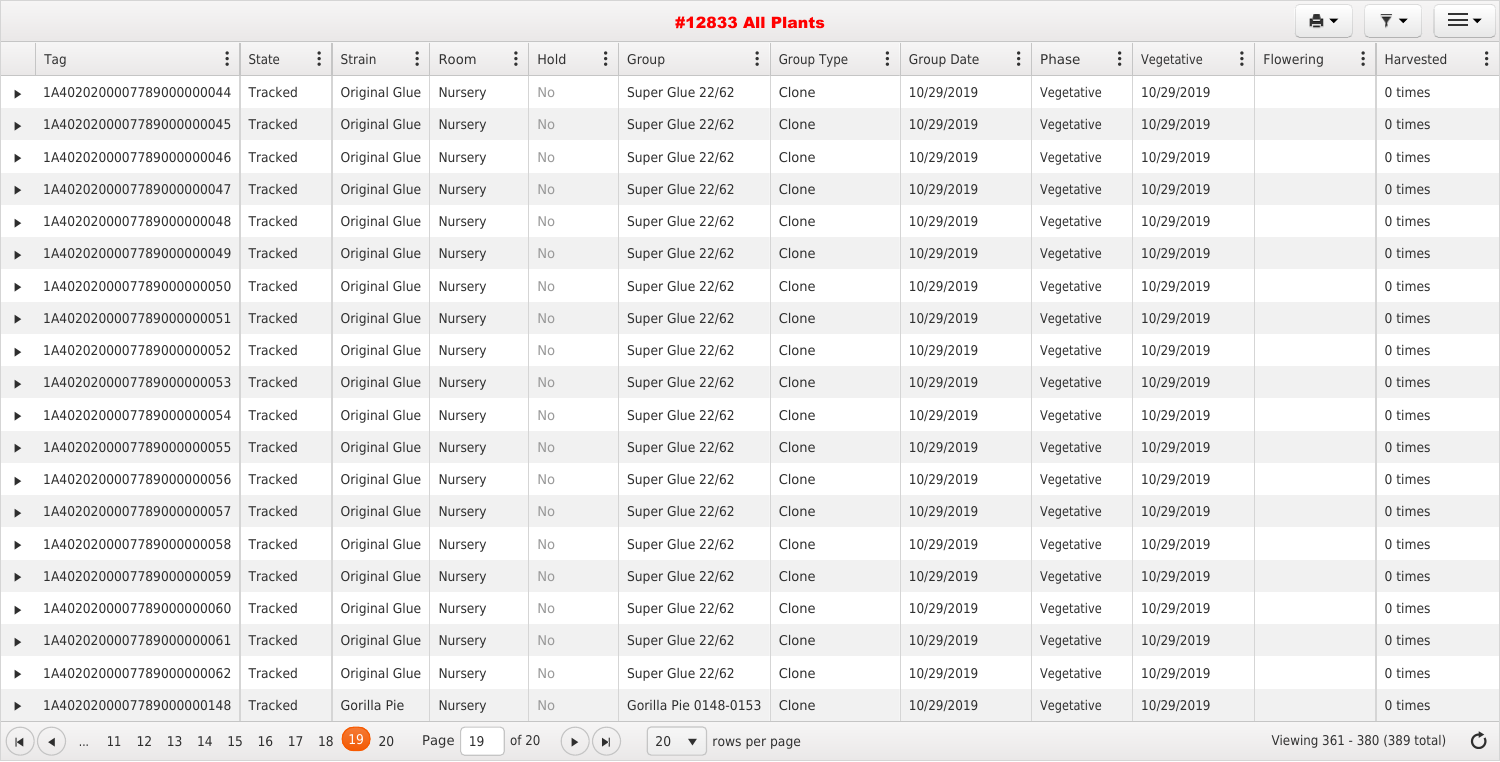# #12833 All Plants

| Tag | State | Strain | Room | Hold | Group | Group Type | Group Date | Phase | Vegetative | Flowering | Harvested |
|---|---|---|---|---|---|---|---|---|---|---|---|
| 1A4020200007789000000044 | Tracked | Original Glue | Nursery | No | Super Glue 22/62 | Clone | 10/29/2019 | Vegetative | 10/29/2019 | | 0 times |
| 1A4020200007789000000045 | Tracked | Original Glue | Nursery | No | Super Glue 22/62 | Clone | 10/29/2019 | Vegetative | 10/29/2019 | | 0 times |
| 1A4020200007789000000046 | Tracked | Original Glue | Nursery | No | Super Glue 22/62 | Clone | 10/29/2019 | Vegetative | 10/29/2019 | | 0 times |
| 1A4020200007789000000047 | Tracked | Original Glue | Nursery | No | Super Glue 22/62 | Clone | 10/29/2019 | Vegetative | 10/29/2019 | | 0 times |
| 1A4020200007789000000048 | Tracked | Original Glue | Nursery | No | Super Glue 22/62 | Clone | 10/29/2019 | Vegetative | 10/29/2019 | | 0 times |
| 1A4020200007789000000049 | Tracked | Original Glue | Nursery | No | Super Glue 22/62 | Clone | 10/29/2019 | Vegetative | 10/29/2019 | | 0 times |
| 1A4020200007789000000050 | Tracked | Original Glue | Nursery | No | Super Glue 22/62 | Clone | 10/29/2019 | Vegetative | 10/29/2019 | | 0 times |
| 1A4020200007789000000051 | Tracked | Original Glue | Nursery | No | Super Glue 22/62 | Clone | 10/29/2019 | Vegetative | 10/29/2019 | | 0 times |
| 1A4020200007789000000052 | Tracked | Original Glue | Nursery | No | Super Glue 22/62 | Clone | 10/29/2019 | Vegetative | 10/29/2019 | | 0 times |
| 1A4020200007789000000053 | Tracked | Original Glue | Nursery | No | Super Glue 22/62 | Clone | 10/29/2019 | Vegetative | 10/29/2019 | | 0 times |
| 1A4020200007789000000054 | Tracked | Original Glue | Nursery | No | Super Glue 22/62 | Clone | 10/29/2019 | Vegetative | 10/29/2019 | | 0 times |
| 1A4020200007789000000055 | Tracked | Original Glue | Nursery | No | Super Glue 22/62 | Clone | 10/29/2019 | Vegetative | 10/29/2019 | | 0 times |
| 1A4020200007789000000056 | Tracked | Original Glue | Nursery | No | Super Glue 22/62 | Clone | 10/29/2019 | Vegetative | 10/29/2019 | | 0 times |
| 1A4020200007789000000057 | Tracked | Original Glue | Nursery | No | Super Glue 22/62 | Clone | 10/29/2019 | Vegetative | 10/29/2019 | | 0 times |
| 1A4020200007789000000058 | Tracked | Original Glue | Nursery | No | Super Glue 22/62 | Clone | 10/29/2019 | Vegetative | 10/29/2019 | | 0 times |
| 1A4020200007789000000059 | Tracked | Original Glue | Nursery | No | Super Glue 22/62 | Clone | 10/29/2019 | Vegetative | 10/29/2019 | | 0 times |
| 1A4020200007789000000060 | Tracked | Original Glue | Nursery | No | Super Glue 22/62 | Clone | 10/29/2019 | Vegetative | 10/29/2019 | | 0 times |
| 1A4020200007789000000061 | Tracked | Original Glue | Nursery | No | Super Glue 22/62 | Clone | 10/29/2019 | Vegetative | 10/29/2019 | | 0 times |
| 1A4020200007789000000062 | Tracked | Original Glue | Nursery | No | Super Glue 22/62 | Clone | 10/29/2019 | Vegetative | 10/29/2019 | | 0 times |
| 1A4020200007789000000148 | Tracked | Gorilla Pie | Nursery | No | Gorilla Pie 0148-0153 | Clone | 10/29/2019 | Vegetative | 10/29/2019 | | 0 times |

... 11 12 13 14 15 16 17 18 19 20 Page 19 of 20 | 20 rows per page | Viewing 361 - 380 (389 total)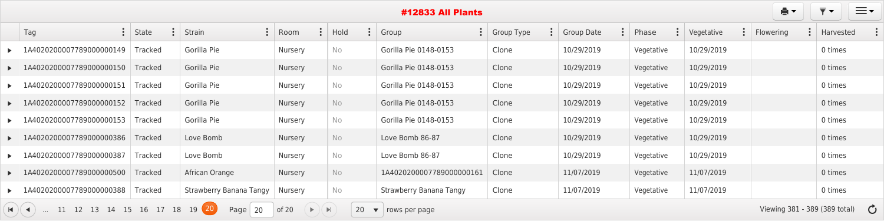# #12833 All Plants

| | Tag | State | Strain | Room | Hold | Group | Group Type | Group Date | Phase | Vegetative | Flowering | Harvested |
|---|---|---|---|---|---|---|---|---|---|---|---|---|
| ▸ | 1A4020200007789000000149 | Tracked | Gorilla Pie | Nursery | No | Gorilla Pie 0148-0153 | Clone | 10/29/2019 | Vegetative | 10/29/2019 | | 0 times |
| ▸ | 1A4020200007789000000150 | Tracked | Gorilla Pie | Nursery | No | Gorilla Pie 0148-0153 | Clone | 10/29/2019 | Vegetative | 10/29/2019 | | 0 times |
| ▸ | 1A4020200007789000000151 | Tracked | Gorilla Pie | Nursery | No | Gorilla Pie 0148-0153 | Clone | 10/29/2019 | Vegetative | 10/29/2019 | | 0 times |
| ▸ | 1A4020200007789000000152 | Tracked | Gorilla Pie | Nursery | No | Gorilla Pie 0148-0153 | Clone | 10/29/2019 | Vegetative | 10/29/2019 | | 0 times |
| ▸ | 1A4020200007789000000153 | Tracked | Gorilla Pie | Nursery | No | Gorilla Pie 0148-0153 | Clone | 10/29/2019 | Vegetative | 10/29/2019 | | 0 times |
| ▸ | 1A4020200007789000000386 | Tracked | Love Bomb | Nursery | No | Love Bomb 86-87 | Clone | 10/29/2019 | Vegetative | 10/29/2019 | | 0 times |
| ▸ | 1A4020200007789000000387 | Tracked | Love Bomb | Nursery | No | Love Bomb 86-87 | Clone | 10/29/2019 | Vegetative | 10/29/2019 | | 0 times |
| ▸ | 1A4020200007789000000500 | Tracked | African Orange | Nursery | No | 1A4020200007789000000161 | Clone | 11/07/2019 | Vegetative | 11/07/2019 | | 0 times |
| ▸ | 1A4020200007789000000388 | Tracked | Strawberry Banana Tangy | Nursery | No | Strawberry Banana Tangy | Clone | 11/07/2019 | Vegetative | 11/07/2019 | | 0 times |

... 11 12 13 14 15 16 17 18 19 20 Page 20 of 20 — 20 rows per page — Viewing 381 - 389 (389 total)